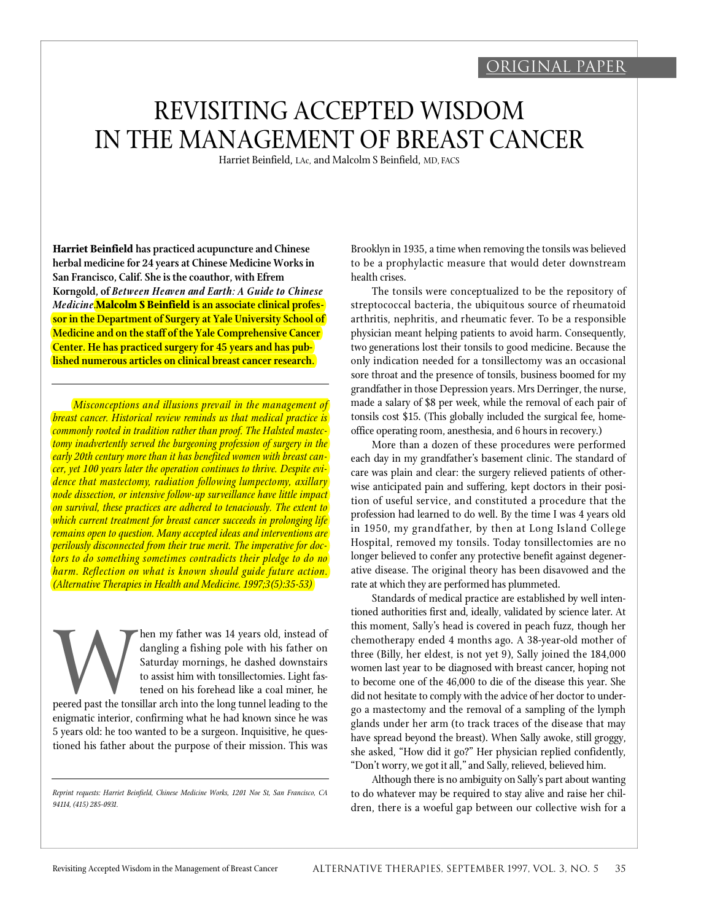ORIGINAL PAPER

# REVISITING ACCEPTED WISDOM IN THE MANAGEMENT OF BREAST CANCER

Harriet Beinfield, LAc, and Malcolm S Beinfield, MD, FACS

**Harriet Beinfield has practiced acupuncture and Chinese herbal medicine for 24 years at Chinese Medicine Works in San Francisco, Calif. She is the coauthor, with Efrem Korngold, of *Between Heaven and Earth: A Guide to Chinese Medicine*. Malcolm S Beinfield is an associate clinical professor in the Department of Surgery at Yale University School of Medicine and on the staff of the Yale Comprehensive Cancer Center. He has practiced surgery for 45 years and has published numerous articles on clinical breast cancer research.**

*Misconceptions and illusions prevail in the management of breast cancer. Historical review reminds us that medical practice is commonly rooted in tradition rather than proof. The Halsted mastectomy inadvertently served the burgeoning profession of surgery in the early 20th century more than it has benefited women with breast cancer, yet 100 years later the operation continues to thrive. Despite evidence that mastectomy, radiation following lumpectomy, axillary node dissection, or intensive follow-up surveillance have little impact on survival, these practices are adhered to tenaciously. The extent to which current treatment for breast cancer succeeds in prolonging life remains open to question. Many accepted ideas and interventions are perilously disconnected from their true merit. The imperative for doctors to do something sometimes contradicts their pledge to do no harm. Reflection on what is known should guide future action. (Alternative Therapies in Health and Medicine. 1997;3(5):35-53)*

When my father was 14 years old, instead of dangling a fishing pole with his father on Saturday mornings, he dashed downstairs to assist him with tonsillectomies. Light fastened on his forehead like a coal miner, he peered past the tonsillar arch into the long tunnel leading to the enigmatic interior, confirming what he had known since he was 5 years old: he too wanted to be a surgeon. Inquisitive, he questioned his father about the purpose of their mission. This was Brooklyn in 1935, a time when removing the tonsils was believed to be a prophylactic measure that would deter downstream health crises.

The tonsils were conceptualized to be the repository of streptococcal bacteria, the ubiquitous source of rheumatoid arthritis, nephritis, and rheumatic fever. To be a responsible physician meant helping patients to avoid harm. Consequently, two generations lost their tonsils to good medicine. Because the only indication needed for a tonsillectomy was an occasional sore throat and the presence of tonsils, business boomed for my grandfather in those Depression years. Mrs Derringer, the nurse, made a salary of $8 per week, while the removal of each pair of tonsils cost $15. (This globally included the surgical fee, home-office operating room, anesthesia, and 6 hours in recovery.)

More than a dozen of these procedures were performed each day in my grandfather's basement clinic. The standard of care was plain and clear: the surgery relieved patients of otherwise anticipated pain and suffering, kept doctors in their position of useful service, and constituted a procedure that the profession had learned to do well. By the time I was 4 years old in 1950, my grandfather, by then at Long Island College Hospital, removed my tonsils. Today tonsillectomies are no longer believed to confer any protective benefit against degenerative disease. The original theory has been disavowed and the rate at which they are performed has plummeted.

Standards of medical practice are established by well intentioned authorities first and, ideally, validated by science later. At this moment, Sally's head is covered in peach fuzz, though her chemotherapy ended 4 months ago. A 38-year-old mother of three (Billy, her eldest, is not yet 9), Sally joined the 184,000 women last year to be diagnosed with breast cancer, hoping not to become one of the 46,000 to die of the disease this year. She did not hesitate to comply with the advice of her doctor to undergo a mastectomy and the removal of a sampling of the lymph glands under her arm (to track traces of the disease that may have spread beyond the breast). When Sally awoke, still groggy, she asked, "How did it go?" Her physician replied confidently, "Don't worry, we got it all," and Sally, relieved, believed him.

Although there is no ambiguity on Sally's part about wanting to do whatever may be required to stay alive and raise her children, there is a woeful gap between our collective wish for a

*Reprint requests: Harriet Beinfield, Chinese Medicine Works, 1201 Noe St, San Francisco, CA 94114, (415) 285-0931.*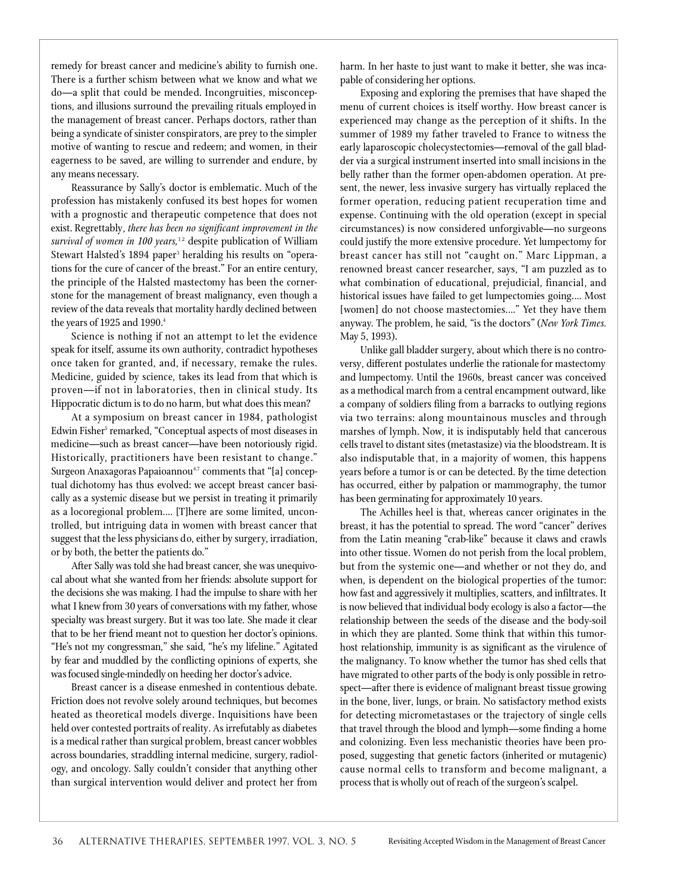remedy for breast cancer and medicine's ability to furnish one. There is a further schism between what we know and what we do—a split that could be mended. Incongruities, misconceptions, and illusions surround the prevailing rituals employed in the management of breast cancer. Perhaps doctors, rather than being a syndicate of sinister conspirators, are prey to the simpler motive of wanting to rescue and redeem; and women, in their eagerness to be saved, are willing to surrender and endure, by any means necessary.

Reassurance by Sally's doctor is emblematic. Much of the profession has mistakenly confused its best hopes for women with a prognostic and therapeutic competence that does not exist. Regrettably, *there has been no significant improvement in the survival of women in 100 years,*[1,2] despite publication of William Stewart Halsted's 1894 paper[3] heralding his results on "operations for the cure of cancer of the breast." For an entire century, the principle of the Halsted mastectomy has been the cornerstone for the management of breast malignancy, even though a review of the data reveals that mortality hardly declined between the years of 1925 and 1990.[4]

Science is nothing if not an attempt to let the evidence speak for itself, assume its own authority, contradict hypotheses once taken for granted, and, if necessary, remake the rules. Medicine, guided by science, takes its lead from that which is proven—if not in laboratories, then in clinical study. Its Hippocratic dictum is to do no harm, but what does this mean?

At a symposium on breast cancer in 1984, pathologist Edwin Fisher[5] remarked, "Conceptual aspects of most diseases in medicine—such as breast cancer—have been notoriously rigid. Historically, practitioners have been resistant to change." Surgeon Anaxagoras Papaioannou[6,7] comments that "[a] conceptual dichotomy has thus evolved: we accept breast cancer basically as a systemic disease but we persist in treating it primarily as a locoregional problem.... [T]here are some limited, uncontrolled, but intriguing data in women with breast cancer that suggest that the less physicians do, either by surgery, irradiation, or by both, the better the patients do."

After Sally was told she had breast cancer, she was unequivocal about what she wanted from her friends: absolute support for the decisions she was making. I had the impulse to share with her what I knew from 30 years of conversations with my father, whose specialty was breast surgery. But it was too late. She made it clear that to be her friend meant not to question her doctor's opinions. "He's not my congressman," she said, "he's my lifeline." Agitated by fear and muddled by the conflicting opinions of experts, she was focused single-mindedly on heeding her doctor's advice.

Breast cancer is a disease enmeshed in contentious debate. Friction does not revolve solely around techniques, but becomes heated as theoretical models diverge. Inquisitions have been held over contested portraits of reality. As irrefutably as diabetes is a medical rather than surgical problem, breast cancer wobbles across boundaries, straddling internal medicine, surgery, radiology, and oncology. Sally couldn't consider that anything other than surgical intervention would deliver and protect her from harm. In her haste to just want to make it better, she was incapable of considering her options.

Exposing and exploring the premises that have shaped the menu of current choices is itself worthy. How breast cancer is experienced may change as the perception of it shifts. In the summer of 1989 my father traveled to France to witness the early laparoscopic cholecystectomies—removal of the gall bladder via a surgical instrument inserted into small incisions in the belly rather than the former open-abdomen operation. At present, the newer, less invasive surgery has virtually replaced the former operation, reducing patient recuperation time and expense. Continuing with the old operation (except in special circumstances) is now considered unforgivable—no surgeons could justify the more extensive procedure. Yet lumpectomy for breast cancer has still not "caught on." Marc Lippman, a renowned breast cancer researcher, says, "I am puzzled as to what combination of educational, prejudicial, financial, and historical issues have failed to get lumpectomies going.... Most [women] do not choose mastectomies...." Yet they have them anyway. The problem, he said, "is the doctors" (*New York Times.* May 5, 1993).

Unlike gall bladder surgery, about which there is no controversy, different postulates underlie the rationale for mastectomy and lumpectomy. Until the 1960s, breast cancer was conceived as a methodical march from a central encampment outward, like a company of soldiers filing from a barracks to outlying regions via two terrains: along mountainous muscles and through marshes of lymph. Now, it is indisputably held that cancerous cells travel to distant sites (metastasize) via the bloodstream. It is also indisputable that, in a majority of women, this happens years before a tumor is or can be detected. By the time detection has occurred, either by palpation or mammography, the tumor has been germinating for approximately 10 years.

The Achilles heel is that, whereas cancer originates in the breast, it has the potential to spread. The word "cancer" derives from the Latin meaning "crab-like" because it claws and crawls into other tissue. Women do not perish from the local problem, but from the systemic one—and whether or not they do, and when, is dependent on the biological properties of the tumor: how fast and aggressively it multiplies, scatters, and infiltrates. It is now believed that individual body ecology is also a factor—the relationship between the seeds of the disease and the body-soil in which they are planted. Some think that within this tumor-host relationship, immunity is as significant as the virulence of the malignancy. To know whether the tumor has shed cells that have migrated to other parts of the body is only possible in retrospect—after there is evidence of malignant breast tissue growing in the bone, liver, lungs, or brain. No satisfactory method exists for detecting micrometastases or the trajectory of single cells that travel through the blood and lymph—some finding a home and colonizing. Even less mechanistic theories have been proposed, suggesting that genetic factors (inherited or mutagenic) cause normal cells to transform and become malignant, a process that is wholly out of reach of the surgeon's scalpel.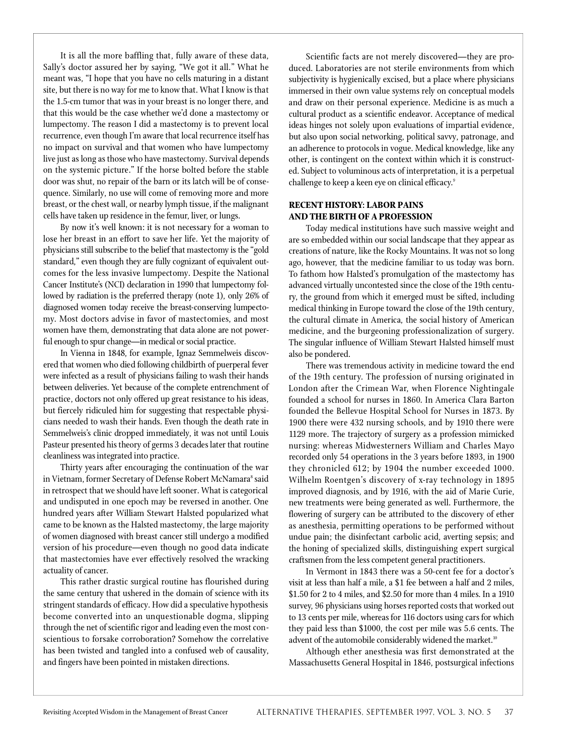It is all the more baffling that, fully aware of these data, Sally's doctor assured her by saying, "We got it all." What he meant was, "I hope that you have no cells maturing in a distant site, but there is no way for me to know that. What I know is that the 1.5-cm tumor that was in your breast is no longer there, and that this would be the case whether we'd done a mastectomy or lumpectomy. The reason I did a mastectomy is to prevent local recurrence, even though I'm aware that local recurrence itself has no impact on survival and that women who have lumpectomy live just as long as those who have mastectomy. Survival depends on the systemic picture." If the horse bolted before the stable door was shut, no repair of the barn or its latch will be of consequence. Similarly, no use will come of removing more and more breast, or the chest wall, or nearby lymph tissue, if the malignant cells have taken up residence in the femur, liver, or lungs.

By now it's well known: it is not necessary for a woman to lose her breast in an effort to save her life. Yet the majority of physicians still subscribe to the belief that mastectomy is the "gold standard," even though they are fully cognizant of equivalent outcomes for the less invasive lumpectomy. Despite the National Cancer Institute's (NCI) declaration in 1990 that lumpectomy followed by radiation is the preferred therapy (note 1), only 26% of diagnosed women today receive the breast-conserving lumpectomy. Most doctors advise in favor of mastectomies, and most women have them, demonstrating that data alone are not powerful enough to spur change—in medical or social practice.

In Vienna in 1848, for example, Ignaz Semmelweis discovered that women who died following childbirth of puerperal fever were infected as a result of physicians failing to wash their hands between deliveries. Yet because of the complete entrenchment of practice, doctors not only offered up great resistance to his ideas, but fiercely ridiculed him for suggesting that respectable physicians needed to wash their hands. Even though the death rate in Semmelweis's clinic dropped immediately, it was not until Louis Pasteur presented his theory of germs 3 decades later that routine cleanliness was integrated into practice.

Thirty years after encouraging the continuation of the war in Vietnam, former Secretary of Defense Robert McNamara[8] said in retrospect that we should have left sooner. What is categorical and undisputed in one epoch may be reversed in another. One hundred years after William Stewart Halsted popularized what came to be known as the Halsted mastectomy, the large majority of women diagnosed with breast cancer still undergo a modified version of his procedure—even though no good data indicate that mastectomies have ever effectively resolved the wracking actuality of cancer.

This rather drastic surgical routine has flourished during the same century that ushered in the domain of science with its stringent standards of efficacy. How did a speculative hypothesis become converted into an unquestionable dogma, slipping through the net of scientific rigor and leading even the most conscientious to forsake corroboration? Somehow the correlative has been twisted and tangled into a confused web of causality, and fingers have been pointed in mistaken directions.

Scientific facts are not merely discovered—they are produced. Laboratories are not sterile environments from which subjectivity is hygienically excised, but a place where physicians immersed in their own value systems rely on conceptual models and draw on their personal experience. Medicine is as much a cultural product as a scientific endeavor. Acceptance of medical ideas hinges not solely upon evaluations of impartial evidence, but also upon social networking, political savvy, patronage, and an adherence to protocols in vogue. Medical knowledge, like any other, is contingent on the context within which it is constructed. Subject to voluminous acts of interpretation, it is a perpetual challenge to keep a keen eye on clinical efficacy.[9]

## RECENT HISTORY: LABOR PAINS AND THE BIRTH OF A PROFESSION

Today medical institutions have such massive weight and are so embedded within our social landscape that they appear as creations of nature, like the Rocky Mountains. It was not so long ago, however, that the medicine familiar to us today was born. To fathom how Halsted's promulgation of the mastectomy has advanced virtually uncontested since the close of the 19th century, the ground from which it emerged must be sifted, including medical thinking in Europe toward the close of the 19th century, the cultural climate in America, the social history of American medicine, and the burgeoning professionalization of surgery. The singular influence of William Stewart Halsted himself must also be pondered.

There was tremendous activity in medicine toward the end of the 19th century. The profession of nursing originated in London after the Crimean War, when Florence Nightingale founded a school for nurses in 1860. In America Clara Barton founded the Bellevue Hospital School for Nurses in 1873. By 1900 there were 432 nursing schools, and by 1910 there were 1129 more. The trajectory of surgery as a profession mimicked nursing: whereas Midwesterners William and Charles Mayo recorded only 54 operations in the 3 years before 1893, in 1900 they chronicled 612; by 1904 the number exceeded 1000. Wilhelm Roentgen's discovery of x-ray technology in 1895 improved diagnosis, and by 1916, with the aid of Marie Curie, new treatments were being generated as well. Furthermore, the flowering of surgery can be attributed to the discovery of ether as anesthesia, permitting operations to be performed without undue pain; the disinfectant carbolic acid, averting sepsis; and the honing of specialized skills, distinguishing expert surgical craftsmen from the less competent general practitioners.

In Vermont in 1843 there was a 50-cent fee for a doctor's visit at less than half a mile, a $1 fee between a half and 2 miles, $1.50 for 2 to 4 miles, and $2.50 for more than 4 miles. In a 1910 survey, 96 physicians using horses reported costs that worked out to 13 cents per mile, whereas for 116 doctors using cars for which they paid less than $1000, the cost per mile was 5.6 cents. The advent of the automobile considerably widened the market.[10]

Although ether anesthesia was first demonstrated at the Massachusetts General Hospital in 1846, postsurgical infections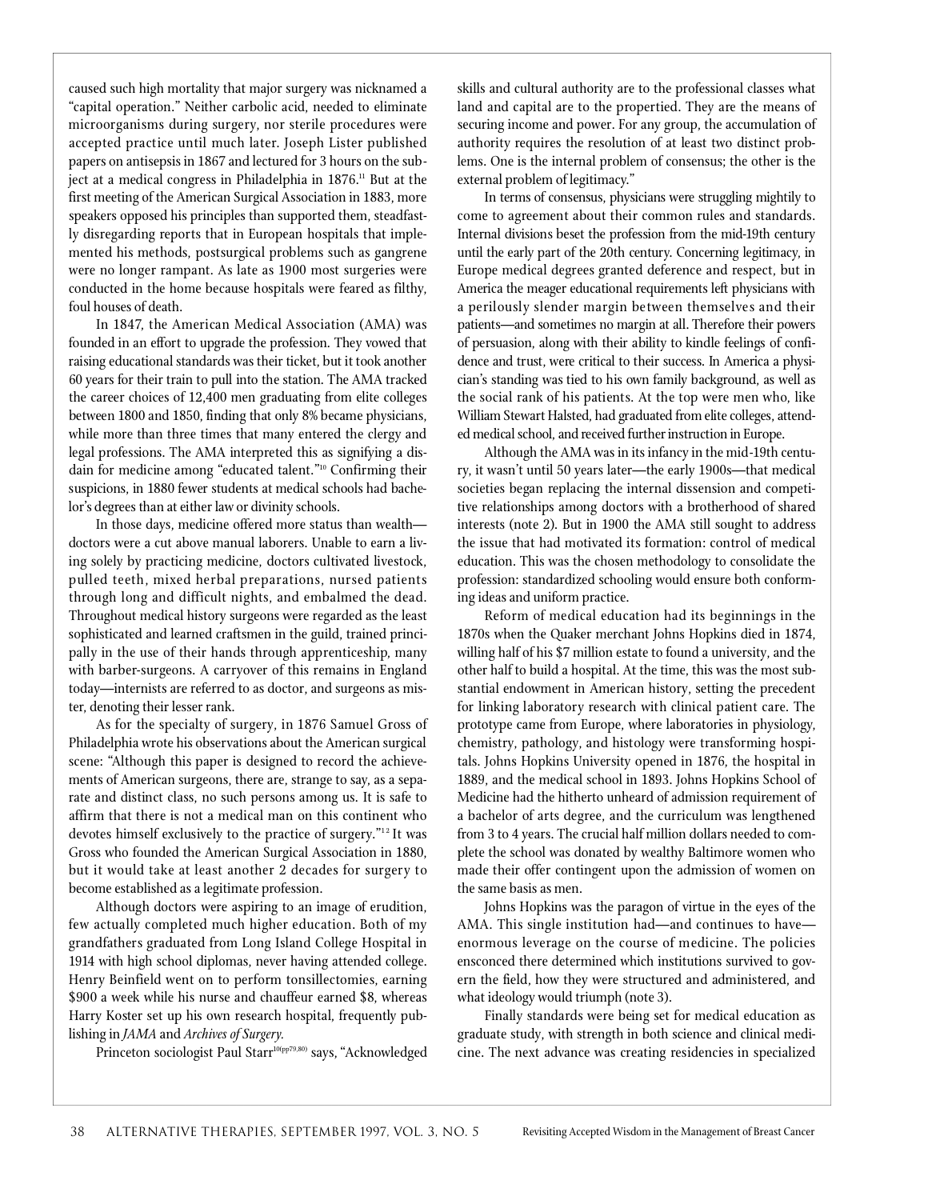caused such high mortality that major surgery was nicknamed a "capital operation." Neither carbolic acid, needed to eliminate microorganisms during surgery, nor sterile procedures were accepted practice until much later. Joseph Lister published papers on antisepsis in 1867 and lectured for 3 hours on the subject at a medical congress in Philadelphia in 1876.[11] But at the first meeting of the American Surgical Association in 1883, more speakers opposed his principles than supported them, steadfastly disregarding reports that in European hospitals that implemented his methods, postsurgical problems such as gangrene were no longer rampant. As late as 1900 most surgeries were conducted in the home because hospitals were feared as filthy, foul houses of death.

In 1847, the American Medical Association (AMA) was founded in an effort to upgrade the profession. They vowed that raising educational standards was their ticket, but it took another 60 years for their train to pull into the station. The AMA tracked the career choices of 12,400 men graduating from elite colleges between 1800 and 1850, finding that only 8% became physicians, while more than three times that many entered the clergy and legal professions. The AMA interpreted this as signifying a disdain for medicine among "educated talent."[10] Confirming their suspicions, in 1880 fewer students at medical schools had bachelor's degrees than at either law or divinity schools.

In those days, medicine offered more status than wealth—doctors were a cut above manual laborers. Unable to earn a living solely by practicing medicine, doctors cultivated livestock, pulled teeth, mixed herbal preparations, nursed patients through long and difficult nights, and embalmed the dead. Throughout medical history surgeons were regarded as the least sophisticated and learned craftsmen in the guild, trained principally in the use of their hands through apprenticeship, many with barber-surgeons. A carryover of this remains in England today—internists are referred to as doctor, and surgeons as mister, denoting their lesser rank.

As for the specialty of surgery, in 1876 Samuel Gross of Philadelphia wrote his observations about the American surgical scene: "Although this paper is designed to record the achievements of American surgeons, there are, strange to say, as a separate and distinct class, no such persons among us. It is safe to affirm that there is not a medical man on this continent who devotes himself exclusively to the practice of surgery."[12] It was Gross who founded the American Surgical Association in 1880, but it would take at least another 2 decades for surgery to become established as a legitimate profession.

Although doctors were aspiring to an image of erudition, few actually completed much higher education. Both of my grandfathers graduated from Long Island College Hospital in 1914 with high school diplomas, never having attended college. Henry Beinfield went on to perform tonsillectomies, earning $900 a week while his nurse and chauffeur earned $8, whereas Harry Koster set up his own research hospital, frequently publishing in *JAMA* and *Archives of Surgery*.

Princeton sociologist Paul Starr[10(pp79,80)] says, "Acknowledged skills and cultural authority are to the professional classes what land and capital are to the propertied. They are the means of securing income and power. For any group, the accumulation of authority requires the resolution of at least two distinct problems. One is the internal problem of consensus; the other is the external problem of legitimacy."

In terms of consensus, physicians were struggling mightily to come to agreement about their common rules and standards. Internal divisions beset the profession from the mid-19th century until the early part of the 20th century. Concerning legitimacy, in Europe medical degrees granted deference and respect, but in America the meager educational requirements left physicians with a perilously slender margin between themselves and their patients—and sometimes no margin at all. Therefore their powers of persuasion, along with their ability to kindle feelings of confidence and trust, were critical to their success. In America a physician's standing was tied to his own family background, as well as the social rank of his patients. At the top were men who, like William Stewart Halsted, had graduated from elite colleges, attended medical school, and received further instruction in Europe.

Although the AMA was in its infancy in the mid-19th century, it wasn't until 50 years later—the early 1900s—that medical societies began replacing the internal dissension and competitive relationships among doctors with a brotherhood of shared interests (note 2). But in 1900 the AMA still sought to address the issue that had motivated its formation: control of medical education. This was the chosen methodology to consolidate the profession: standardized schooling would ensure both conforming ideas and uniform practice.

Reform of medical education had its beginnings in the 1870s when the Quaker merchant Johns Hopkins died in 1874, willing half of his $7 million estate to found a university, and the other half to build a hospital. At the time, this was the most substantial endowment in American history, setting the precedent for linking laboratory research with clinical patient care. The prototype came from Europe, where laboratories in physiology, chemistry, pathology, and histology were transforming hospitals. Johns Hopkins University opened in 1876, the hospital in 1889, and the medical school in 1893. Johns Hopkins School of Medicine had the hitherto unheard of admission requirement of a bachelor of arts degree, and the curriculum was lengthened from 3 to 4 years. The crucial half million dollars needed to complete the school was donated by wealthy Baltimore women who made their offer contingent upon the admission of women on the same basis as men.

Johns Hopkins was the paragon of virtue in the eyes of the AMA. This single institution had—and continues to have—enormous leverage on the course of medicine. The policies ensconced there determined which institutions survived to govern the field, how they were structured and administered, and what ideology would triumph (note 3).

Finally standards were being set for medical education as graduate study, with strength in both science and clinical medicine. The next advance was creating residencies in specialized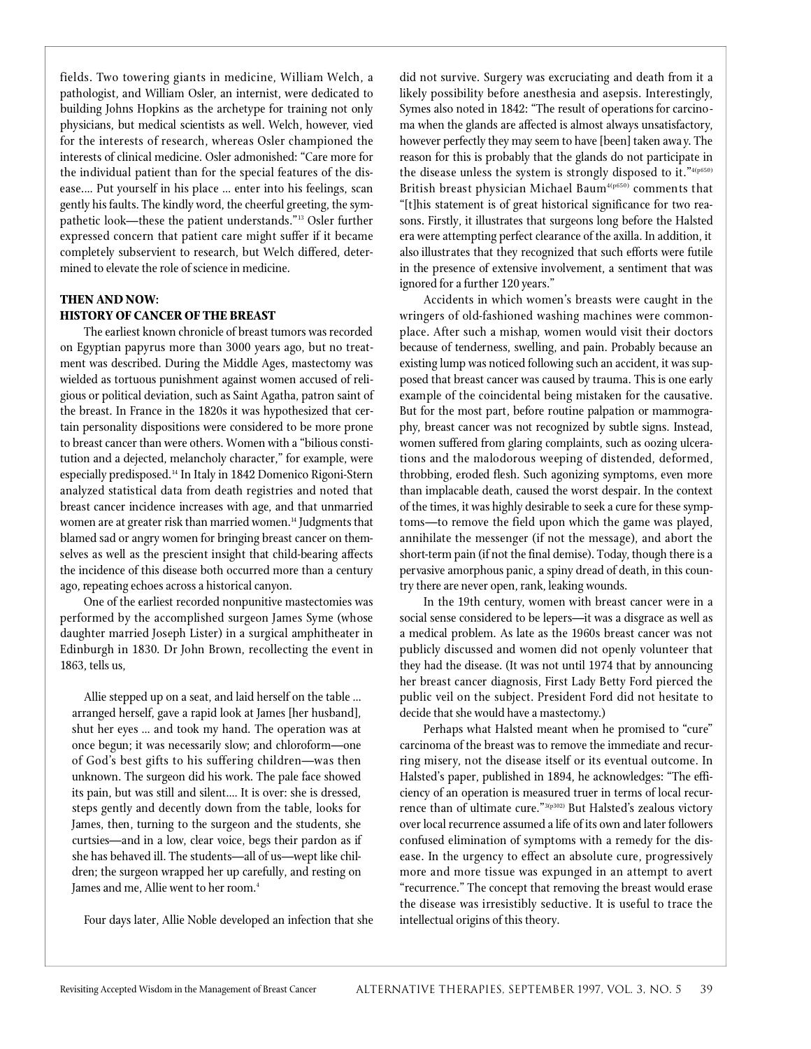fields. Two towering giants in medicine, William Welch, a pathologist, and William Osler, an internist, were dedicated to building Johns Hopkins as the archetype for training not only physicians, but medical scientists as well. Welch, however, vied for the interests of research, whereas Osler championed the interests of clinical medicine. Osler admonished: "Care more for the individual patient than for the special features of the disease.... Put yourself in his place ... enter into his feelings, scan gently his faults. The kindly word, the cheerful greeting, the sympathetic look—these the patient understands."[13] Osler further expressed concern that patient care might suffer if it became completely subservient to research, but Welch differed, determined to elevate the role of science in medicine.

## THEN AND NOW: HISTORY OF CANCER OF THE BREAST

The earliest known chronicle of breast tumors was recorded on Egyptian papyrus more than 3000 years ago, but no treatment was described. During the Middle Ages, mastectomy was wielded as tortuous punishment against women accused of religious or political deviation, such as Saint Agatha, patron saint of the breast. In France in the 1820s it was hypothesized that certain personality dispositions were considered to be more prone to breast cancer than were others. Women with a "bilious constitution and a dejected, melancholy character," for example, were especially predisposed.[14] In Italy in 1842 Domenico Rigoni-Stern analyzed statistical data from death registries and noted that breast cancer incidence increases with age, and that unmarried women are at greater risk than married women.[14] Judgments that blamed sad or angry women for bringing breast cancer on themselves as well as the prescient insight that child-bearing affects the incidence of this disease both occurred more than a century ago, repeating echoes across a historical canyon.

One of the earliest recorded nonpunitive mastectomies was performed by the accomplished surgeon James Syme (whose daughter married Joseph Lister) in a surgical amphitheater in Edinburgh in 1830. Dr John Brown, recollecting the event in 1863, tells us,

> Allie stepped up on a seat, and laid herself on the table ... arranged herself, gave a rapid look at James [her husband], shut her eyes ... and took my hand. The operation was at once begun; it was necessarily slow; and chloroform—one of God's best gifts to his suffering children—was then unknown. The surgeon did his work. The pale face showed its pain, but was still and silent.... It is over: she is dressed, steps gently and decently down from the table, looks for James, then, turning to the surgeon and the students, she curtsies—and in a low, clear voice, begs their pardon as if she has behaved ill. The students—all of us—wept like children; the surgeon wrapped her up carefully, and resting on James and me, Allie went to her room.[4]

Four days later, Allie Noble developed an infection that she did not survive. Surgery was excruciating and death from it a likely possibility before anesthesia and asepsis. Interestingly, Symes also noted in 1842: "The result of operations for carcinoma when the glands are affected is almost always unsatisfactory, however perfectly they may seem to have [been] taken away. The reason for this is probably that the glands do not participate in the disease unless the system is strongly disposed to it."[4(p650)] British breast physician Michael Baum[4(p650)] comments that "[t]his statement is of great historical significance for two reasons. Firstly, it illustrates that surgeons long before the Halsted era were attempting perfect clearance of the axilla. In addition, it also illustrates that they recognized that such efforts were futile in the presence of extensive involvement, a sentiment that was ignored for a further 120 years."

Accidents in which women's breasts were caught in the wringers of old-fashioned washing machines were commonplace. After such a mishap, women would visit their doctors because of tenderness, swelling, and pain. Probably because an existing lump was noticed following such an accident, it was supposed that breast cancer was caused by trauma. This is one early example of the coincidental being mistaken for the causative. But for the most part, before routine palpation or mammography, breast cancer was not recognized by subtle signs. Instead, women suffered from glaring complaints, such as oozing ulcerations and the malodorous weeping of distended, deformed, throbbing, eroded flesh. Such agonizing symptoms, even more than implacable death, caused the worst despair. In the context of the times, it was highly desirable to seek a cure for these symptoms—to remove the field upon which the game was played, annihilate the messenger (if not the message), and abort the short-term pain (if not the final demise). Today, though there is a pervasive amorphous panic, a spiny dread of death, in this country there are never open, rank, leaking wounds.

In the 19th century, women with breast cancer were in a social sense considered to be lepers—it was a disgrace as well as a medical problem. As late as the 1960s breast cancer was not publicly discussed and women did not openly volunteer that they had the disease. (It was not until 1974 that by announcing her breast cancer diagnosis, First Lady Betty Ford pierced the public veil on the subject. President Ford did not hesitate to decide that she would have a mastectomy.)

Perhaps what Halsted meant when he promised to "cure" carcinoma of the breast was to remove the immediate and recurring misery, not the disease itself or its eventual outcome. In Halsted's paper, published in 1894, he acknowledges: "The efficiency of an operation is measured truer in terms of local recurrence than of ultimate cure."[3(p302)] But Halsted's zealous victory over local recurrence assumed a life of its own and later followers confused elimination of symptoms with a remedy for the disease. In the urgency to effect an absolute cure, progressively more and more tissue was expunged in an attempt to avert "recurrence." The concept that removing the breast would erase the disease was irresistibly seductive. It is useful to trace the intellectual origins of this theory.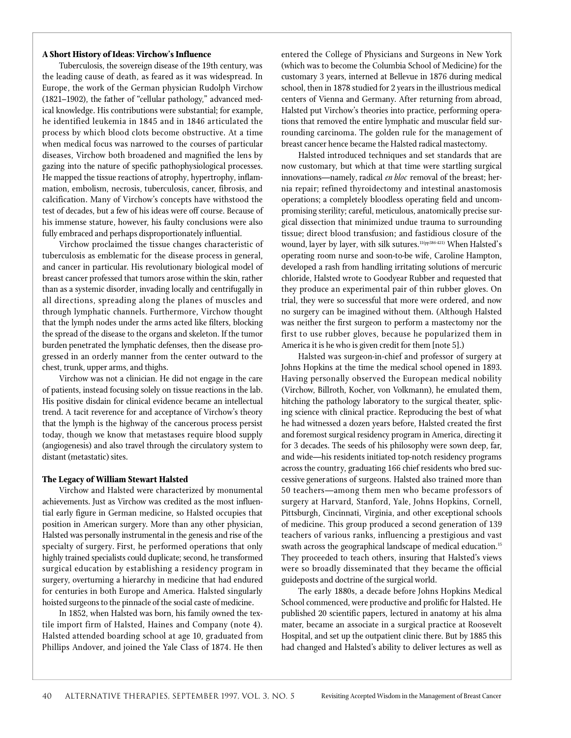### A Short History of Ideas: Virchow's Influence

Tuberculosis, the sovereign disease of the 19th century, was the leading cause of death, as feared as it was widespread. In Europe, the work of the German physician Rudolph Virchow (1821–1902), the father of "cellular pathology," advanced medical knowledge. His contributions were substantial; for example, he identified leukemia in 1845 and in 1846 articulated the process by which blood clots become obstructive. At a time when medical focus was narrowed to the courses of particular diseases, Virchow both broadened and magnified the lens by gazing into the nature of specific pathophysiological processes. He mapped the tissue reactions of atrophy, hypertrophy, inflammation, embolism, necrosis, tuberculosis, cancer, fibrosis, and calcification. Many of Virchow's concepts have withstood the test of decades, but a few of his ideas were off course. Because of his immense stature, however, his faulty conclusions were also fully embraced and perhaps disproportionately influential.

Virchow proclaimed the tissue changes characteristic of tuberculosis as emblematic for the disease process in general, and cancer in particular. His revolutionary biological model of breast cancer professed that tumors arose within the skin, rather than as a systemic disorder, invading locally and centrifugally in all directions, spreading along the planes of muscles and through lymphatic channels. Furthermore, Virchow thought that the lymph nodes under the arms acted like filters, blocking the spread of the disease to the organs and skeleton. If the tumor burden penetrated the lymphatic defenses, then the disease progressed in an orderly manner from the center outward to the chest, trunk, upper arms, and thighs.

Virchow was not a clinician. He did not engage in the care of patients, instead focusing solely on tissue reactions in the lab. His positive disdain for clinical evidence became an intellectual trend. A tacit reverence for and acceptance of Virchow's theory that the lymph is the highway of the cancerous process persist today, though we know that metastases require blood supply (angiogenesis) and also travel through the circulatory system to distant (metastatic) sites.

### The Legacy of William Stewart Halsted

Virchow and Halsted were characterized by monumental achievements. Just as Virchow was credited as the most influential early figure in German medicine, so Halsted occupies that position in American surgery. More than any other physician, Halsted was personally instrumental in the genesis and rise of the specialty of surgery. First, he performed operations that only highly trained specialists could duplicate; second, he transformed surgical education by establishing a residency program in surgery, overturning a hierarchy in medicine that had endured for centuries in both Europe and America. Halsted singularly hoisted surgeons to the pinnacle of the social caste of medicine.

In 1852, when Halsted was born, his family owned the textile import firm of Halsted, Haines and Company (note 4). Halsted attended boarding school at age 10, graduated from Phillips Andover, and joined the Yale Class of 1874. He then entered the College of Physicians and Surgeons in New York (which was to become the Columbia School of Medicine) for the customary 3 years, interned at Bellevue in 1876 during medical school, then in 1878 studied for 2 years in the illustrious medical centers of Vienna and Germany. After returning from abroad, Halsted put Virchow's theories into practice, performing operations that removed the entire lymphatic and muscular field surrounding carcinoma. The golden rule for the management of breast cancer hence became the Halsted radical mastectomy.

Halsted introduced techniques and set standards that are now customary, but which at that time were startling surgical innovations—namely, radical *en bloc* removal of the breast; hernia repair; refined thyroidectomy and intestinal anastomosis operations; a completely bloodless operating field and uncompromising sterility; careful, meticulous, anatomically precise surgical dissection that minimized undue trauma to surrounding tissue; direct blood transfusion; and fastidious closure of the wound, layer by layer, with silk sutures.[11(pp386-421)] When Halsted's operating room nurse and soon-to-be wife, Caroline Hampton, developed a rash from handling irritating solutions of mercuric chloride, Halsted wrote to Goodyear Rubber and requested that they produce an experimental pair of thin rubber gloves. On trial, they were so successful that more were ordered, and now no surgery can be imagined without them. (Although Halsted was neither the first surgeon to perform a mastectomy nor the first to use rubber gloves, because he popularized them in America it is he who is given credit for them [note 5].)

Halsted was surgeon-in-chief and professor of surgery at Johns Hopkins at the time the medical school opened in 1893. Having personally observed the European medical nobility (Virchow, Billroth, Kocher, von Volkmann), he emulated them, hitching the pathology laboratory to the surgical theater, splicing science with clinical practice. Reproducing the best of what he had witnessed a dozen years before, Halsted created the first and foremost surgical residency program in America, directing it for 3 decades. The seeds of his philosophy were sown deep, far, and wide—his residents initiated top-notch residency programs across the country, graduating 166 chief residents who bred successive generations of surgeons. Halsted also trained more than 50 teachers—among them men who became professors of surgery at Harvard, Stanford, Yale, Johns Hopkins, Cornell, Pittsburgh, Cincinnati, Virginia, and other exceptional schools of medicine. This group produced a second generation of 139 teachers of various ranks, influencing a prestigious and vast swath across the geographical landscape of medical education.[15] They proceeded to teach others, insuring that Halsted's views were so broadly disseminated that they became the official guideposts and doctrine of the surgical world.

The early 1880s, a decade before Johns Hopkins Medical School commenced, were productive and prolific for Halsted. He published 20 scientific papers, lectured in anatomy at his alma mater, became an associate in a surgical practice at Roosevelt Hospital, and set up the outpatient clinic there. But by 1885 this had changed and Halsted's ability to deliver lectures as well as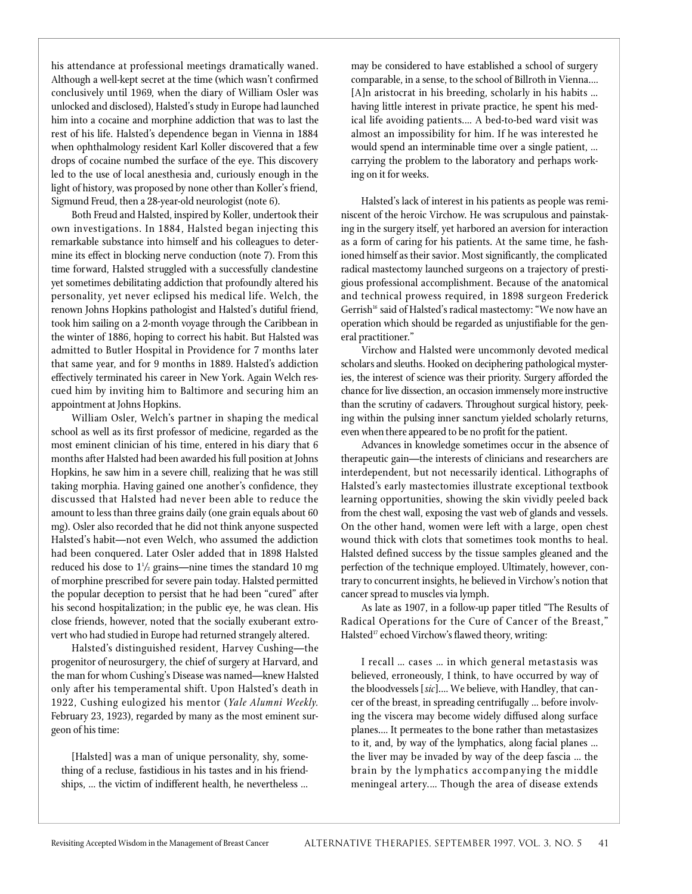his attendance at professional meetings dramatically waned. Although a well-kept secret at the time (which wasn't confirmed conclusively until 1969, when the diary of William Osler was unlocked and disclosed), Halsted's study in Europe had launched him into a cocaine and morphine addiction that was to last the rest of his life. Halsted's dependence began in Vienna in 1884 when ophthalmology resident Karl Koller discovered that a few drops of cocaine numbed the surface of the eye. This discovery led to the use of local anesthesia and, curiously enough in the light of history, was proposed by none other than Koller's friend, Sigmund Freud, then a 28-year-old neurologist (note 6).

Both Freud and Halsted, inspired by Koller, undertook their own investigations. In 1884, Halsted began injecting this remarkable substance into himself and his colleagues to determine its effect in blocking nerve conduction (note 7). From this time forward, Halsted struggled with a successfully clandestine yet sometimes debilitating addiction that profoundly altered his personality, yet never eclipsed his medical life. Welch, the renown Johns Hopkins pathologist and Halsted's dutiful friend, took him sailing on a 2-month voyage through the Caribbean in the winter of 1886, hoping to correct his habit. But Halsted was admitted to Butler Hospital in Providence for 7 months later that same year, and for 9 months in 1889. Halsted's addiction effectively terminated his career in New York. Again Welch rescued him by inviting him to Baltimore and securing him an appointment at Johns Hopkins.

William Osler, Welch's partner in shaping the medical school as well as its first professor of medicine, regarded as the most eminent clinician of his time, entered in his diary that 6 months after Halsted had been awarded his full position at Johns Hopkins, he saw him in a severe chill, realizing that he was still taking morphia. Having gained one another's confidence, they discussed that Halsted had never been able to reduce the amount to less than three grains daily (one grain equals about 60 mg). Osler also recorded that he did not think anyone suspected Halsted's habit—not even Welch, who assumed the addiction had been conquered. Later Osler added that in 1898 Halsted reduced his dose to 1½ grains—nine times the standard 10 mg of morphine prescribed for severe pain today. Halsted permitted the popular deception to persist that he had been "cured" after his second hospitalization; in the public eye, he was clean. His close friends, however, noted that the socially exuberant extrovert who had studied in Europe had returned strangely altered.

Halsted's distinguished resident, Harvey Cushing—the progenitor of neurosurgery, the chief of surgery at Harvard, and the man for whom Cushing's Disease was named—knew Halsted only after his temperamental shift. Upon Halsted's death in 1922, Cushing eulogized his mentor (*Yale Alumni Weekly.* February 23, 1923), regarded by many as the most eminent surgeon of his time:

> [Halsted] was a man of unique personality, shy, something of a recluse, fastidious in his tastes and in his friendships, ... the victim of indifferent health, he nevertheless ... may be considered to have established a school of surgery comparable, in a sense, to the school of Billroth in Vienna.... [A]n aristocrat in his breeding, scholarly in his habits ... having little interest in private practice, he spent his medical life avoiding patients.... A bed-to-bed ward visit was almost an impossibility for him. If he was interested he would spend an interminable time over a single patient, ... carrying the problem to the laboratory and perhaps working on it for weeks.

Halsted's lack of interest in his patients as people was reminiscent of the heroic Virchow. He was scrupulous and painstaking in the surgery itself, yet harbored an aversion for interaction as a form of caring for his patients. At the same time, he fashioned himself as their savior. Most significantly, the complicated radical mastectomy launched surgeons on a trajectory of prestigious professional accomplishment. Because of the anatomical and technical prowess required, in 1898 surgeon Frederick Gerrish[16] said of Halsted's radical mastectomy: "We now have an operation which should be regarded as unjustifiable for the general practitioner."

Virchow and Halsted were uncommonly devoted medical scholars and sleuths. Hooked on deciphering pathological mysteries, the interest of science was their priority. Surgery afforded the chance for live dissection, an occasion immensely more instructive than the scrutiny of cadavers. Throughout surgical history, peeking within the pulsing inner sanctum yielded scholarly returns, even when there appeared to be no profit for the patient.

Advances in knowledge sometimes occur in the absence of therapeutic gain—the interests of clinicians and researchers are interdependent, but not necessarily identical. Lithographs of Halsted's early mastectomies illustrate exceptional textbook learning opportunities, showing the skin vividly peeled back from the chest wall, exposing the vast web of glands and vessels. On the other hand, women were left with a large, open chest wound thick with clots that sometimes took months to heal. Halsted defined success by the tissue samples gleaned and the perfection of the technique employed. Ultimately, however, contrary to concurrent insights, he believed in Virchow's notion that cancer spread to muscles via lymph.

As late as 1907, in a follow-up paper titled "The Results of Radical Operations for the Cure of Cancer of the Breast," Halsted[17] echoed Virchow's flawed theory, writing:

> I recall ... cases ... in which general metastasis was believed, erroneously, I think, to have occurred by way of the bloodvessels [*sic*].... We believe, with Handley, that cancer of the breast, in spreading centrifugally ... before involving the viscera may become widely diffused along surface planes.... It permeates to the bone rather than metastasizes to it, and, by way of the lymphatics, along facial planes ... the liver may be invaded by way of the deep fascia ... the brain by the lymphatics accompanying the middle meningeal artery.... Though the area of disease extends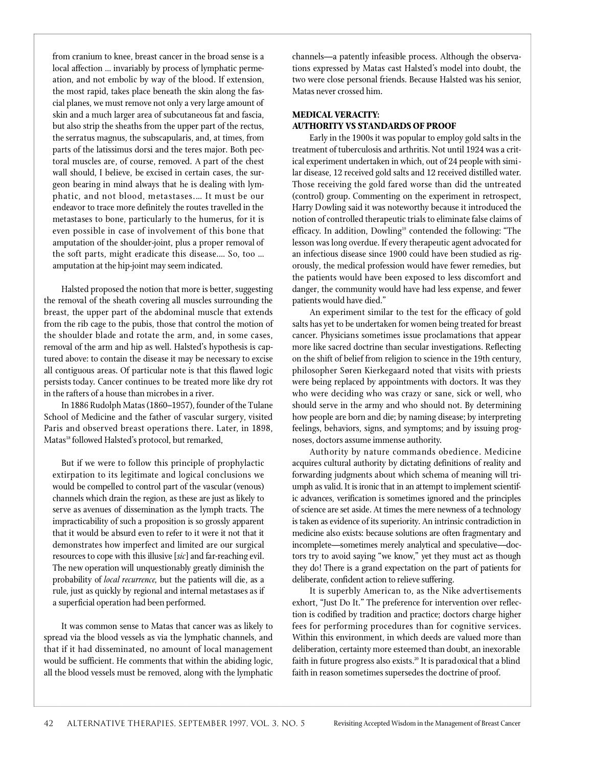> from cranium to knee, breast cancer in the broad sense is a local affection ... invariably by process of lymphatic permeation, and not embolic by way of the blood. If extension, the most rapid, takes place beneath the skin along the fascial planes, we must remove not only a very large amount of skin and a much larger area of subcutaneous fat and fascia, but also strip the sheaths from the upper part of the rectus, the serratus magnus, the subscapularis, and, at times, from parts of the latissimus dorsi and the teres major. Both pectoral muscles are, of course, removed. A part of the chest wall should, I believe, be excised in certain cases, the surgeon bearing in mind always that he is dealing with lymphatic, and not blood, metastases.... It must be our endeavor to trace more definitely the routes travelled in the metastases to bone, particularly to the humerus, for it is even possible in case of involvement of this bone that amputation of the shoulder-joint, plus a proper removal of the soft parts, might eradicate this disease.... So, too ... amputation at the hip-joint may seem indicated.

Halsted proposed the notion that more is better, suggesting the removal of the sheath covering all muscles surrounding the breast, the upper part of the abdominal muscle that extends from the rib cage to the pubis, those that control the motion of the shoulder blade and rotate the arm, and, in some cases, removal of the arm and hip as well. Halsted's hypothesis is captured above: to contain the disease it may be necessary to excise all contiguous areas. Of particular note is that this flawed logic persists today. Cancer continues to be treated more like dry rot in the rafters of a house than microbes in a river.

In 1886 Rudolph Matas (1860–1957), founder of the Tulane School of Medicine and the father of vascular surgery, visited Paris and observed breast operations there. Later, in 1898, Matas[18] followed Halsted's protocol, but remarked,

> But if we were to follow this principle of prophylactic extirpation to its legitimate and logical conclusions we would be compelled to control part of the vascular (venous) channels which drain the region, as these are just as likely to serve as avenues of dissemination as the lymph tracts. The impracticability of such a proposition is so grossly apparent that it would be absurd even to refer to it were it not that it demonstrates how imperfect and limited are our surgical resources to cope with this illusive [*sic*] and far-reaching evil. The new operation will unquestionably greatly diminish the probability of *local recurrence*, but the patients will die, as a rule, just as quickly by regional and internal metastases as if a superficial operation had been performed.

It was common sense to Matas that cancer was as likely to spread via the blood vessels as via the lymphatic channels, and that if it had disseminated, no amount of local management would be sufficient. He comments that within the abiding logic, all the blood vessels must be removed, along with the lymphatic channels—a patently infeasible process. Although the observations expressed by Matas cast Halsted's model into doubt, the two were close personal friends. Because Halsted was his senior, Matas never crossed him.

## MEDICAL VERACITY: AUTHORITY VS STANDARDS OF PROOF

Early in the 1900s it was popular to employ gold salts in the treatment of tuberculosis and arthritis. Not until 1924 was a critical experiment undertaken in which, out of 24 people with similar disease, 12 received gold salts and 12 received distilled water. Those receiving the gold fared worse than did the untreated (control) group. Commenting on the experiment in retrospect, Harry Dowling said it was noteworthy because it introduced the notion of controlled therapeutic trials to eliminate false claims of efficacy. In addition, Dowling[19] contended the following: "The lesson was long overdue. If every therapeutic agent advocated for an infectious disease since 1900 could have been studied as rigorously, the medical profession would have fewer remedies, but the patients would have been exposed to less discomfort and danger, the community would have had less expense, and fewer patients would have died."

An experiment similar to the test for the efficacy of gold salts has yet to be undertaken for women being treated for breast cancer. Physicians sometimes issue proclamations that appear more like sacred doctrine than secular investigations. Reflecting on the shift of belief from religion to science in the 19th century, philosopher Søren Kierkegaard noted that visits with priests were being replaced by appointments with doctors. It was they who were deciding who was crazy or sane, sick or well, who should serve in the army and who should not. By determining how people are born and die; by naming disease; by interpreting feelings, behaviors, signs, and symptoms; and by issuing prognoses, doctors assume immense authority.

Authority by nature commands obedience. Medicine acquires cultural authority by dictating definitions of reality and forwarding judgments about which schema of meaning will triumph as valid. It is ironic that in an attempt to implement scientific advances, verification is sometimes ignored and the principles of science are set aside. At times the mere newness of a technology is taken as evidence of its superiority. An intrinsic contradiction in medicine also exists: because solutions are often fragmentary and incomplete—sometimes merely analytical and speculative—doctors try to avoid saying "we know," yet they must act as though they do! There is a grand expectation on the part of patients for deliberate, confident action to relieve suffering.

It is superbly American to, as the Nike advertisements exhort, "Just Do It." The preference for intervention over reflection is codified by tradition and practice; doctors charge higher fees for performing procedures than for cognitive services. Within this environment, in which deeds are valued more than deliberation, certainty more esteemed than doubt, an inexorable faith in future progress also exists.[20] It is paradoxical that a blind faith in reason sometimes supersedes the doctrine of proof.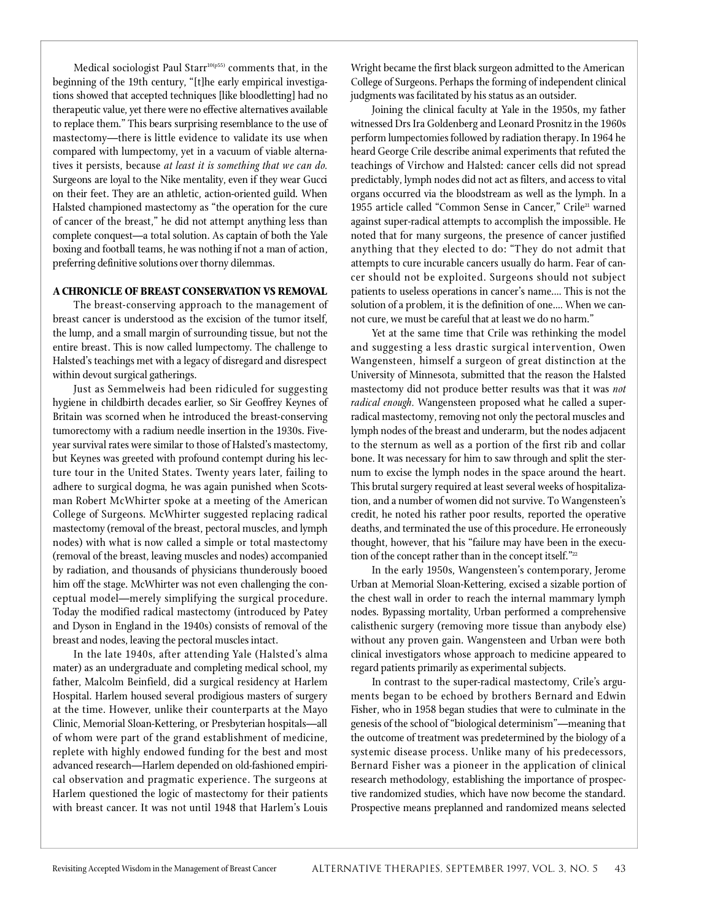Medical sociologist Paul Starr[10(p55)] comments that, in the beginning of the 19th century, "[t]he early empirical investigations showed that accepted techniques [like bloodletting] had no therapeutic value, yet there were no effective alternatives available to replace them." This bears surprising resemblance to the use of mastectomy—there is little evidence to validate its use when compared with lumpectomy, yet in a vacuum of viable alternatives it persists, because *at least it is something that we can do.* Surgeons are loyal to the Nike mentality, even if they wear Gucci on their feet. They are an athletic, action-oriented guild. When Halsted championed mastectomy as "the operation for the cure of cancer of the breast," he did not attempt anything less than complete conquest—a total solution. As captain of both the Yale boxing and football teams, he was nothing if not a man of action, preferring definitive solutions over thorny dilemmas.

## A CHRONICLE OF BREAST CONSERVATION VS REMOVAL

The breast-conserving approach to the management of breast cancer is understood as the excision of the tumor itself, the lump, and a small margin of surrounding tissue, but not the entire breast. This is now called lumpectomy. The challenge to Halsted's teachings met with a legacy of disregard and disrespect within devout surgical gatherings.

Just as Semmelweis had been ridiculed for suggesting hygiene in childbirth decades earlier, so Sir Geoffrey Keynes of Britain was scorned when he introduced the breast-conserving tumorectomy with a radium needle insertion in the 1930s. Five-year survival rates were similar to those of Halsted's mastectomy, but Keynes was greeted with profound contempt during his lecture tour in the United States. Twenty years later, failing to adhere to surgical dogma, he was again punished when Scotsman Robert McWhirter spoke at a meeting of the American College of Surgeons. McWhirter suggested replacing radical mastectomy (removal of the breast, pectoral muscles, and lymph nodes) with what is now called a simple or total mastectomy (removal of the breast, leaving muscles and nodes) accompanied by radiation, and thousands of physicians thunderously booed him off the stage. McWhirter was not even challenging the conceptual model—merely simplifying the surgical procedure. Today the modified radical mastectomy (introduced by Patey and Dyson in England in the 1940s) consists of removal of the breast and nodes, leaving the pectoral muscles intact.

In the late 1940s, after attending Yale (Halsted's alma mater) as an undergraduate and completing medical school, my father, Malcolm Beinfield, did a surgical residency at Harlem Hospital. Harlem housed several prodigious masters of surgery at the time. However, unlike their counterparts at the Mayo Clinic, Memorial Sloan-Kettering, or Presbyterian hospitals—all of whom were part of the grand establishment of medicine, replete with highly endowed funding for the best and most advanced research—Harlem depended on old-fashioned empirical observation and pragmatic experience. The surgeons at Harlem questioned the logic of mastectomy for their patients with breast cancer. It was not until 1948 that Harlem's Louis Wright became the first black surgeon admitted to the American College of Surgeons. Perhaps the forming of independent clinical judgments was facilitated by his status as an outsider.

Joining the clinical faculty at Yale in the 1950s, my father witnessed Drs Ira Goldenberg and Leonard Prosnitz in the 1960s perform lumpectomies followed by radiation therapy. In 1964 he heard George Crile describe animal experiments that refuted the teachings of Virchow and Halsted: cancer cells did not spread predictably, lymph nodes did not act as filters, and access to vital organs occurred via the bloodstream as well as the lymph. In a 1955 article called "Common Sense in Cancer," Crile[21] warned against super-radical attempts to accomplish the impossible. He noted that for many surgeons, the presence of cancer justified anything that they elected to do: "They do not admit that attempts to cure incurable cancers usually do harm. Fear of cancer should not be exploited. Surgeons should not subject patients to useless operations in cancer's name.... This is not the solution of a problem, it is the definition of one.... When we cannot cure, we must be careful that at least we do no harm."

Yet at the same time that Crile was rethinking the model and suggesting a less drastic surgical intervention, Owen Wangensteen, himself a surgeon of great distinction at the University of Minnesota, submitted that the reason the Halsted mastectomy did not produce better results was that it was *not radical enough.* Wangensteen proposed what he called a super-radical mastectomy, removing not only the pectoral muscles and lymph nodes of the breast and underarm, but the nodes adjacent to the sternum as well as a portion of the first rib and collar bone. It was necessary for him to saw through and split the sternum to excise the lymph nodes in the space around the heart. This brutal surgery required at least several weeks of hospitalization, and a number of women did not survive. To Wangensteen's credit, he noted his rather poor results, reported the operative deaths, and terminated the use of this procedure. He erroneously thought, however, that his "failure may have been in the execution of the concept rather than in the concept itself."[22]

In the early 1950s, Wangensteen's contemporary, Jerome Urban at Memorial Sloan-Kettering, excised a sizable portion of the chest wall in order to reach the internal mammary lymph nodes. Bypassing mortality, Urban performed a comprehensive calisthenic surgery (removing more tissue than anybody else) without any proven gain. Wangensteen and Urban were both clinical investigators whose approach to medicine appeared to regard patients primarily as experimental subjects.

In contrast to the super-radical mastectomy, Crile's arguments began to be echoed by brothers Bernard and Edwin Fisher, who in 1958 began studies that were to culminate in the genesis of the school of "biological determinism"—meaning that the outcome of treatment was predetermined by the biology of a systemic disease process. Unlike many of his predecessors, Bernard Fisher was a pioneer in the application of clinical research methodology, establishing the importance of prospective randomized studies, which have now become the standard. Prospective means preplanned and randomized means selected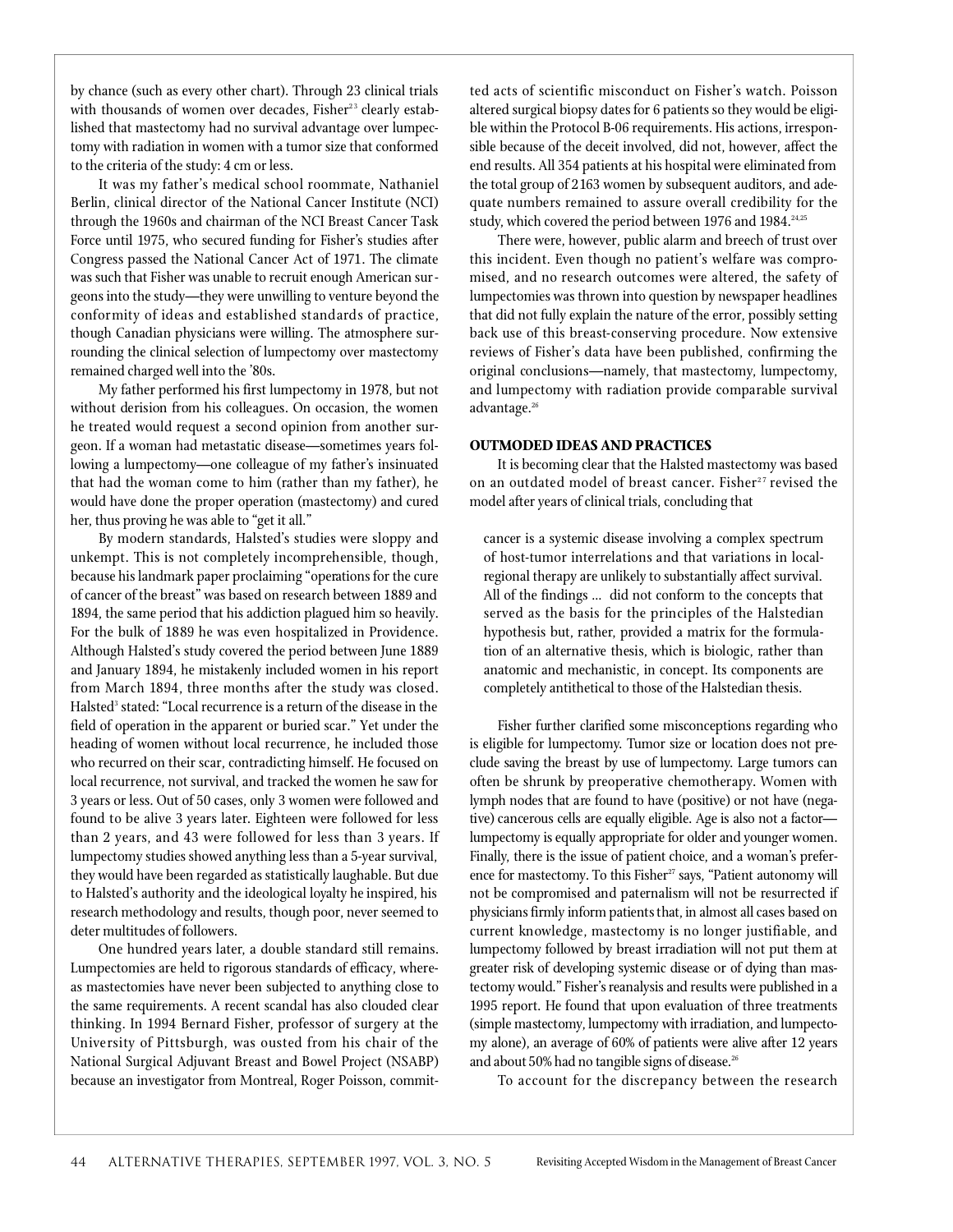by chance (such as every other chart). Through 23 clinical trials with thousands of women over decades, Fisher[23] clearly established that mastectomy had no survival advantage over lumpectomy with radiation in women with a tumor size that conformed to the criteria of the study: 4 cm or less.

It was my father's medical school roommate, Nathaniel Berlin, clinical director of the National Cancer Institute (NCI) through the 1960s and chairman of the NCI Breast Cancer Task Force until 1975, who secured funding for Fisher's studies after Congress passed the National Cancer Act of 1971. The climate was such that Fisher was unable to recruit enough American surgeons into the study—they were unwilling to venture beyond the conformity of ideas and established standards of practice, though Canadian physicians were willing. The atmosphere surrounding the clinical selection of lumpectomy over mastectomy remained charged well into the '80s.

My father performed his first lumpectomy in 1978, but not without derision from his colleagues. On occasion, the women he treated would request a second opinion from another surgeon. If a woman had metastatic disease—sometimes years following a lumpectomy—one colleague of my father's insinuated that had the woman come to him (rather than my father), he would have done the proper operation (mastectomy) and cured her, thus proving he was able to "get it all."

By modern standards, Halsted's studies were sloppy and unkempt. This is not completely incomprehensible, though, because his landmark paper proclaiming "operations for the cure of cancer of the breast" was based on research between 1889 and 1894, the same period that his addiction plagued him so heavily. For the bulk of 1889 he was even hospitalized in Providence. Although Halsted's study covered the period between June 1889 and January 1894, he mistakenly included women in his report from March 1894, three months after the study was closed. Halsted[3] stated: "Local recurrence is a return of the disease in the field of operation in the apparent or buried scar." Yet under the heading of women without local recurrence, he included those who recurred on their scar, contradicting himself. He focused on local recurrence, not survival, and tracked the women he saw for 3 years or less. Out of 50 cases, only 3 women were followed and found to be alive 3 years later. Eighteen were followed for less than 2 years, and 43 were followed for less than 3 years. If lumpectomy studies showed anything less than a 5-year survival, they would have been regarded as statistically laughable. But due to Halsted's authority and the ideological loyalty he inspired, his research methodology and results, though poor, never seemed to deter multitudes of followers.

One hundred years later, a double standard still remains. Lumpectomies are held to rigorous standards of efficacy, whereas mastectomies have never been subjected to anything close to the same requirements. A recent scandal has also clouded clear thinking. In 1994 Bernard Fisher, professor of surgery at the University of Pittsburgh, was ousted from his chair of the National Surgical Adjuvant Breast and Bowel Project (NSABP) because an investigator from Montreal, Roger Poisson, committed acts of scientific misconduct on Fisher's watch. Poisson altered surgical biopsy dates for 6 patients so they would be eligible within the Protocol B-06 requirements. His actions, irresponsible because of the deceit involved, did not, however, affect the end results. All 354 patients at his hospital were eliminated from the total group of 2163 women by subsequent auditors, and adequate numbers remained to assure overall credibility for the study, which covered the period between 1976 and 1984.[24,25]

There were, however, public alarm and breech of trust over this incident. Even though no patient's welfare was compromised, and no research outcomes were altered, the safety of lumpectomies was thrown into question by newspaper headlines that did not fully explain the nature of the error, possibly setting back use of this breast-conserving procedure. Now extensive reviews of Fisher's data have been published, confirming the original conclusions—namely, that mastectomy, lumpectomy, and lumpectomy with radiation provide comparable survival advantage.[26]

## OUTMODED IDEAS AND PRACTICES

It is becoming clear that the Halsted mastectomy was based on an outdated model of breast cancer. Fisher[27] revised the model after years of clinical trials, concluding that

> cancer is a systemic disease involving a complex spectrum of host-tumor interrelations and that variations in local-regional therapy are unlikely to substantially affect survival. All of the findings ... did not conform to the concepts that served as the basis for the principles of the Halstedian hypothesis but, rather, provided a matrix for the formulation of an alternative thesis, which is biologic, rather than anatomic and mechanistic, in concept. Its components are completely antithetical to those of the Halstedian thesis.

Fisher further clarified some misconceptions regarding who is eligible for lumpectomy. Tumor size or location does not preclude saving the breast by use of lumpectomy. Large tumors can often be shrunk by preoperative chemotherapy. Women with lymph nodes that are found to have (positive) or not have (negative) cancerous cells are equally eligible. Age is also not a factor—lumpectomy is equally appropriate for older and younger women. Finally, there is the issue of patient choice, and a woman's preference for mastectomy. To this Fisher[27] says, "Patient autonomy will not be compromised and paternalism will not be resurrected if physicians firmly inform patients that, in almost all cases based on current knowledge, mastectomy is no longer justifiable, and lumpectomy followed by breast irradiation will not put them at greater risk of developing systemic disease or of dying than mastectomy would." Fisher's reanalysis and results were published in a 1995 report. He found that upon evaluation of three treatments (simple mastectomy, lumpectomy with irradiation, and lumpectomy alone), an average of 60% of patients were alive after 12 years and about 50% had no tangible signs of disease.[26]

To account for the discrepancy between the research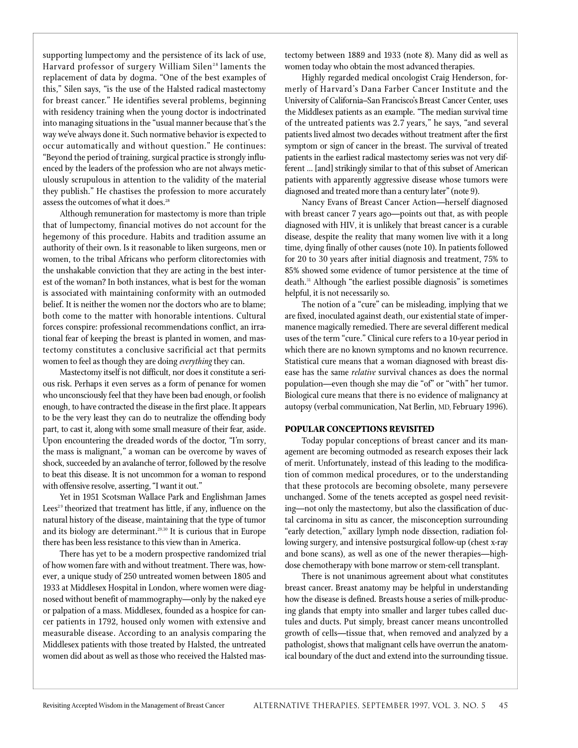supporting lumpectomy and the persistence of its lack of use, Harvard professor of surgery William Silen[28] laments the replacement of data by dogma. "One of the best examples of this," Silen says, "is the use of the Halsted radical mastectomy for breast cancer." He identifies several problems, beginning with residency training when the young doctor is indoctrinated into managing situations in the "usual manner because that's the way we've always done it. Such normative behavior is expected to occur automatically and without question." He continues: "Beyond the period of training, surgical practice is strongly influenced by the leaders of the profession who are not always meticulously scrupulous in attention to the validity of the material they publish." He chastises the profession to more accurately assess the outcomes of what it does.[28]

Although remuneration for mastectomy is more than triple that of lumpectomy, financial motives do not account for the hegemony of this procedure. Habits and tradition assume an authority of their own. Is it reasonable to liken surgeons, men or women, to the tribal Africans who perform clitorectomies with the unshakable conviction that they are acting in the best interest of the woman? In both instances, what is best for the woman is associated with maintaining conformity with an outmoded belief. It is neither the women nor the doctors who are to blame; both come to the matter with honorable intentions. Cultural forces conspire: professional recommendations conflict, an irrational fear of keeping the breast is planted in women, and mastectomy constitutes a conclusive sacrificial act that permits women to feel as though they are doing *everything* they can.

Mastectomy itself is not difficult, nor does it constitute a serious risk. Perhaps it even serves as a form of penance for women who unconsciously feel that they have been bad enough, or foolish enough, to have contracted the disease in the first place. It appears to be the very least they can do to neutralize the offending body part, to cast it, along with some small measure of their fear, aside. Upon encountering the dreaded words of the doctor, "I'm sorry, the mass is malignant," a woman can be overcome by waves of shock, succeeded by an avalanche of terror, followed by the resolve to beat this disease. It is not uncommon for a woman to respond with offensive resolve, asserting, "I want it out."

Yet in 1951 Scotsman Wallace Park and Englishman James Lees[29] theorized that treatment has little, if any, influence on the natural history of the disease, maintaining that the type of tumor and its biology are determinant.[29,30] It is curious that in Europe there has been less resistance to this view than in America.

There has yet to be a modern prospective randomized trial of how women fare with and without treatment. There was, however, a unique study of 250 untreated women between 1805 and 1933 at Middlesex Hospital in London, where women were diagnosed without benefit of mammography—only by the naked eye or palpation of a mass. Middlesex, founded as a hospice for cancer patients in 1792, housed only women with extensive and measurable disease. According to an analysis comparing the Middlesex patients with those treated by Halsted, the untreated women did about as well as those who received the Halsted mastectomy between 1889 and 1933 (note 8). Many did as well as women today who obtain the most advanced therapies.

Highly regarded medical oncologist Craig Henderson, formerly of Harvard's Dana Farber Cancer Institute and the University of California–San Francisco's Breast Cancer Center, uses the Middlesex patients as an example. "The median survival time of the untreated patients was 2.7 years," he says, "and several patients lived almost two decades without treatment after the first symptom or sign of cancer in the breast. The survival of treated patients in the earliest radical mastectomy series was not very different ... [and] strikingly similar to that of this subset of American patients with apparently aggressive disease whose tumors were diagnosed and treated more than a century later" (note 9).

Nancy Evans of Breast Cancer Action—herself diagnosed with breast cancer 7 years ago—points out that, as with people diagnosed with HIV, it is unlikely that breast cancer is a curable disease, despite the reality that many women live with it a long time, dying finally of other causes (note 10). In patients followed for 20 to 30 years after initial diagnosis and treatment, 75% to 85% showed some evidence of tumor persistence at the time of death.[31] Although "the earliest possible diagnosis" is sometimes helpful, it is not necessarily so.

The notion of a "cure" can be misleading, implying that we are fixed, inoculated against death, our existential state of impermanence magically remedied. There are several different medical uses of the term "cure." Clinical cure refers to a 10-year period in which there are no known symptoms and no known recurrence. Statistical cure means that a woman diagnosed with breast disease has the same *relative* survival chances as does the normal population—even though she may die "of" or "with" her tumor. Biological cure means that there is no evidence of malignancy at autopsy (verbal communication, Nat Berlin, MD, February 1996).

## POPULAR CONCEPTIONS REVISITED

Today popular conceptions of breast cancer and its management are becoming outmoded as research exposes their lack of merit. Unfortunately, instead of this leading to the modification of common medical procedures, or to the understanding that these protocols are becoming obsolete, many persevere unchanged. Some of the tenets accepted as gospel need revisiting—not only the mastectomy, but also the classification of ductal carcinoma in situ as cancer, the misconception surrounding "early detection," axillary lymph node dissection, radiation following surgery, and intensive postsurgical follow-up (chest x-ray and bone scans), as well as one of the newer therapies—high-dose chemotherapy with bone marrow or stem-cell transplant.

There is not unanimous agreement about what constitutes breast cancer. Breast anatomy may be helpful in understanding how the disease is defined. Breasts house a series of milk-producing glands that empty into smaller and larger tubes called ductules and ducts. Put simply, breast cancer means uncontrolled growth of cells—tissue that, when removed and analyzed by a pathologist, shows that malignant cells have overrun the anatomical boundary of the duct and extend into the surrounding tissue.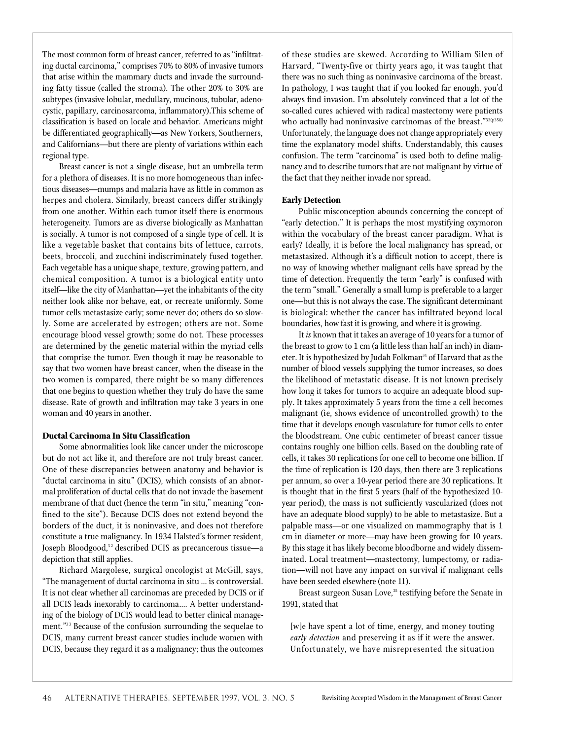The most common form of breast cancer, referred to as "infiltrating ductal carcinoma," comprises 70% to 80% of invasive tumors that arise within the mammary ducts and invade the surrounding fatty tissue (called the stroma). The other 20% to 30% are subtypes (invasive lobular, medullary, mucinous, tubular, adenocystic, papillary, carcinosarcoma, inflammatory).This scheme of classification is based on locale and behavior. Americans might be differentiated geographically—as New Yorkers, Southerners, and Californians—but there are plenty of variations within each regional type.

Breast cancer is not a single disease, but an umbrella term for a plethora of diseases. It is no more homogeneous than infectious diseases—mumps and malaria have as little in common as herpes and cholera. Similarly, breast cancers differ strikingly from one another. Within each tumor itself there is enormous heterogeneity. Tumors are as diverse biologically as Manhattan is socially. A tumor is not composed of a single type of cell. It is like a vegetable basket that contains bits of lettuce, carrots, beets, broccoli, and zucchini indiscriminately fused together. Each vegetable has a unique shape, texture, growing pattern, and chemical composition. A tumor is a biological entity unto itself—like the city of Manhattan—yet the inhabitants of the city neither look alike nor behave, eat, or recreate uniformly. Some tumor cells metastasize early; some never do; others do so slowly. Some are accelerated by estrogen; others are not. Some encourage blood vessel growth; some do not. These processes are determined by the genetic material within the myriad cells that comprise the tumor. Even though it may be reasonable to say that two women have breast cancer, when the disease in the two women is compared, there might be so many differences that one begins to question whether they truly do have the same disease. Rate of growth and infiltration may take 3 years in one woman and 40 years in another.

### Ductal Carcinoma In Situ Classification

Some abnormalities look like cancer under the microscope but do not act like it, and therefore are not truly breast cancer. One of these discrepancies between anatomy and behavior is "ductal carcinoma in situ" (DCIS), which consists of an abnormal proliferation of ductal cells that do not invade the basement membrane of that duct (hence the term "in situ," meaning "confined to the site"). Because DCIS does not extend beyond the borders of the duct, it is noninvasive, and does not therefore constitute a true malignancy. In 1934 Halsted's former resident, Joseph Bloodgood,[32] described DCIS as precancerous tissue—a depiction that still applies.

Richard Margolese, surgical oncologist at McGill, says, "The management of ductal carcinoma in situ ... is controversial. It is not clear whether all carcinomas are preceded by DCIS or if all DCIS leads inexorably to carcinoma.... A better understanding of the biology of DCIS would lead to better clinical management."[33] Because of the confusion surrounding the sequelae to DCIS, many current breast cancer studies include women with DCIS, because they regard it as a malignancy; thus the outcomes of these studies are skewed. According to William Silen of Harvard, "Twenty-five or thirty years ago, it was taught that there was no such thing as noninvasive carcinoma of the breast. In pathology, I was taught that if you looked far enough, you'd always find invasion. I'm absolutely convinced that a lot of the so-called cures achieved with radical mastectomy were patients who actually had noninvasive carcinomas of the breast."[33(p358)] Unfortunately, the language does not change appropriately every time the explanatory model shifts. Understandably, this causes confusion. The term "carcinoma" is used both to define malignancy and to describe tumors that are not malignant by virtue of the fact that they neither invade nor spread.

### Early Detection

Public misconception abounds concerning the concept of "early detection." It is perhaps the most mystifying oxymoron within the vocabulary of the breast cancer paradigm. What is early? Ideally, it is before the local malignancy has spread, or metastasized. Although it's a difficult notion to accept, there is no way of knowing whether malignant cells have spread by the time of detection. Frequently the term "early" is confused with the term "small." Generally a small lump is preferable to a larger one—but this is not always the case. The significant determinant is biological: whether the cancer has infiltrated beyond local boundaries, how fast it is growing, and where it is growing.

It *is* known that it takes an average of 10 years for a tumor of the breast to grow to 1 cm (a little less than half an inch) in diameter. It is hypothesized by Judah Folkman[34] of Harvard that as the number of blood vessels supplying the tumor increases, so does the likelihood of metastatic disease. It is not known precisely how long it takes for tumors to acquire an adequate blood supply. It takes approximately 5 years from the time a cell becomes malignant (ie, shows evidence of uncontrolled growth) to the time that it develops enough vasculature for tumor cells to enter the bloodstream. One cubic centimeter of breast cancer tissue contains roughly one billion cells. Based on the doubling rate of cells, it takes 30 replications for one cell to become one billion. If the time of replication is 120 days, then there are 3 replications per annum, so over a 10-year period there are 30 replications. It is thought that in the first 5 years (half of the hypothesized 10-year period), the mass is not sufficiently vascularized (does not have an adequate blood supply) to be able to metastasize. But a palpable mass—or one visualized on mammography that is 1 cm in diameter or more—may have been growing for 10 years. By this stage it has likely become bloodborne and widely disseminated. Local treatment—mastectomy, lumpectomy, or radiation—will not have any impact on survival if malignant cells have been seeded elsewhere (note 11).

Breast surgeon Susan Love,[35] testifying before the Senate in 1991, stated that

> [w]e have spent a lot of time, energy, and money touting *early detection* and preserving it as if it were the answer. Unfortunately, we have misrepresented the situation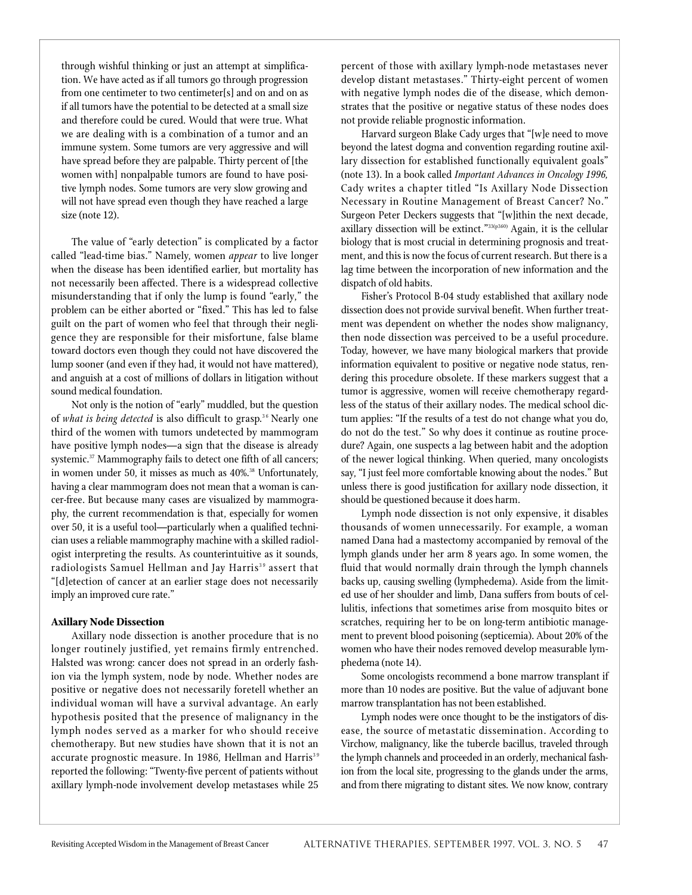through wishful thinking or just an attempt at simplification. We have acted as if all tumors go through progression from one centimeter to two centimeter[s] and on and on as if all tumors have the potential to be detected at a small size and therefore could be cured. Would that were true. What we are dealing with is a combination of a tumor and an immune system. Some tumors are very aggressive and will have spread before they are palpable. Thirty percent of [the women with] nonpalpable tumors are found to have positive lymph nodes. Some tumors are very slow growing and will not have spread even though they have reached a large size (note 12).

The value of "early detection" is complicated by a factor called "lead-time bias." Namely, women *appear* to live longer when the disease has been identified earlier, but mortality has not necessarily been affected. There is a widespread collective misunderstanding that if only the lump is found "early," the problem can be either aborted or "fixed." This has led to false guilt on the part of women who feel that through their negligence they are responsible for their misfortune, false blame toward doctors even though they could not have discovered the lump sooner (and even if they had, it would not have mattered), and anguish at a cost of millions of dollars in litigation without sound medical foundation.

Not only is the notion of "early" muddled, but the question of *what is being detected* is also difficult to grasp.[36] Nearly one third of the women with tumors undetected by mammogram have positive lymph nodes—a sign that the disease is already systemic.[37] Mammography fails to detect one fifth of all cancers; in women under 50, it misses as much as 40%.[38] Unfortunately, having a clear mammogram does not mean that a woman is cancer-free. But because many cases are visualized by mammography, the current recommendation is that, especially for women over 50, it is a useful tool—particularly when a qualified technician uses a reliable mammography machine with a skilled radiologist interpreting the results. As counterintuitive as it sounds, radiologists Samuel Hellman and Jay Harris[39] assert that "[d]etection of cancer at an earlier stage does not necessarily imply an improved cure rate."

**Axillary Node Dissection**

Axillary node dissection is another procedure that is no longer routinely justified, yet remains firmly entrenched. Halsted was wrong: cancer does not spread in an orderly fashion via the lymph system, node by node. Whether nodes are positive or negative does not necessarily foretell whether an individual woman will have a survival advantage. An early hypothesis posited that the presence of malignancy in the lymph nodes served as a marker for who should receive chemotherapy. But new studies have shown that it is not an accurate prognostic measure. In 1986, Hellman and Harris[39] reported the following: "Twenty-five percent of patients without axillary lymph-node involvement develop metastases while 25 percent of those with axillary lymph-node metastases never develop distant metastases." Thirty-eight percent of women with negative lymph nodes die of the disease, which demonstrates that the positive or negative status of these nodes does not provide reliable prognostic information.

Harvard surgeon Blake Cady urges that "[w]e need to move beyond the latest dogma and convention regarding routine axillary dissection for established functionally equivalent goals" (note 13). In a book called *Important Advances in Oncology 1996,* Cady writes a chapter titled "Is Axillary Node Dissection Necessary in Routine Management of Breast Cancer? No." Surgeon Peter Deckers suggests that "[w]ithin the next decade, axillary dissection will be extinct."[33(p360)] Again, it is the cellular biology that is most crucial in determining prognosis and treatment, and this is now the focus of current research. But there is a lag time between the incorporation of new information and the dispatch of old habits.

Fisher's Protocol B-04 study established that axillary node dissection does not provide survival benefit. When further treatment was dependent on whether the nodes show malignancy, then node dissection was perceived to be a useful procedure. Today, however, we have many biological markers that provide information equivalent to positive or negative node status, rendering this procedure obsolete. If these markers suggest that a tumor is aggressive, women will receive chemotherapy regardless of the status of their axillary nodes. The medical school dictum applies: "If the results of a test do not change what you do, do not do the test." So why does it continue as routine procedure? Again, one suspects a lag between habit and the adoption of the newer logical thinking. When queried, many oncologists say, "I just feel more comfortable knowing about the nodes." But unless there is good justification for axillary node dissection, it should be questioned because it does harm.

Lymph node dissection is not only expensive, it disables thousands of women unnecessarily. For example, a woman named Dana had a mastectomy accompanied by removal of the lymph glands under her arm 8 years ago. In some women, the fluid that would normally drain through the lymph channels backs up, causing swelling (lymphedema). Aside from the limited use of her shoulder and limb, Dana suffers from bouts of cellulitis, infections that sometimes arise from mosquito bites or scratches, requiring her to be on long-term antibiotic management to prevent blood poisoning (septicemia). About 20% of the women who have their nodes removed develop measurable lymphedema (note 14).

Some oncologists recommend a bone marrow transplant if more than 10 nodes are positive. But the value of adjuvant bone marrow transplantation has not been established.

Lymph nodes were once thought to be the instigators of disease, the source of metastatic dissemination. According to Virchow, malignancy, like the tubercle bacillus, traveled through the lymph channels and proceeded in an orderly, mechanical fashion from the local site, progressing to the glands under the arms, and from there migrating to distant sites. We now know, contrary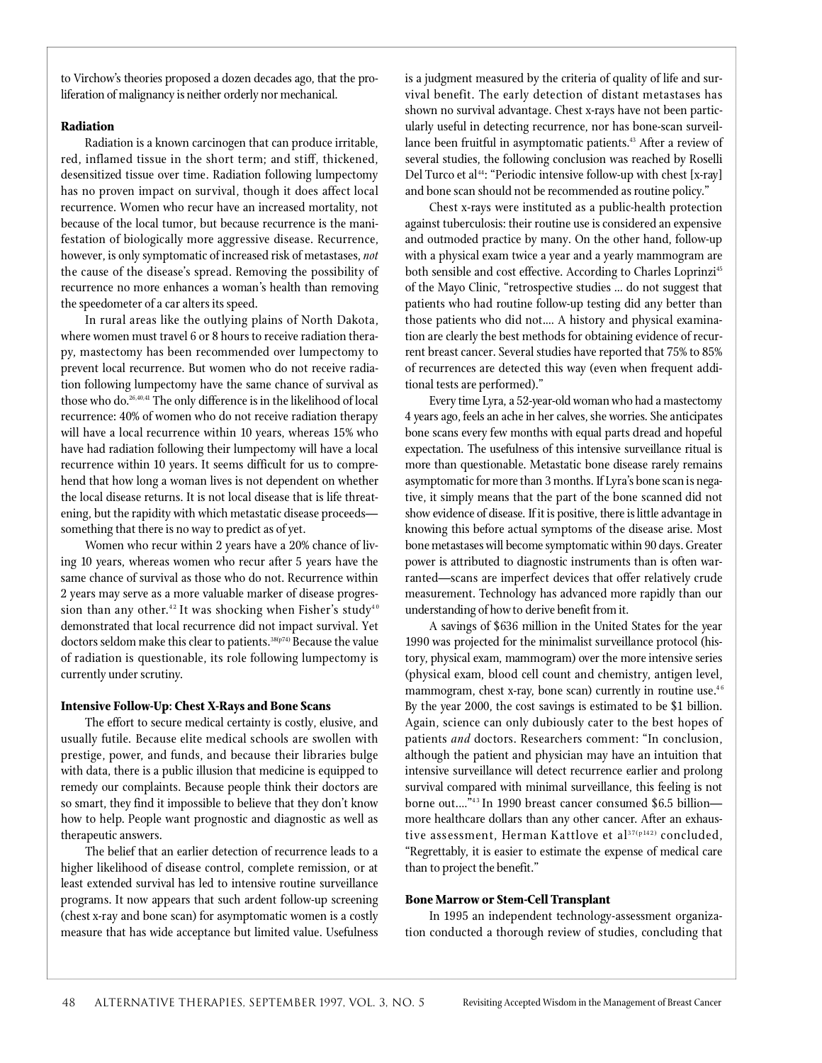to Virchow's theories proposed a dozen decades ago, that the proliferation of malignancy is neither orderly nor mechanical.

### Radiation

Radiation is a known carcinogen that can produce irritable, red, inflamed tissue in the short term; and stiff, thickened, desensitized tissue over time. Radiation following lumpectomy has no proven impact on survival, though it does affect local recurrence. Women who recur have an increased mortality, not because of the local tumor, but because recurrence is the manifestation of biologically more aggressive disease. Recurrence, however, is only symptomatic of increased risk of metastases, *not* the cause of the disease's spread. Removing the possibility of recurrence no more enhances a woman's health than removing the speedometer of a car alters its speed.

In rural areas like the outlying plains of North Dakota, where women must travel 6 or 8 hours to receive radiation therapy, mastectomy has been recommended over lumpectomy to prevent local recurrence. But women who do not receive radiation following lumpectomy have the same chance of survival as those who do.[26,40,41] The only difference is in the likelihood of local recurrence: 40% of women who do not receive radiation therapy will have a local recurrence within 10 years, whereas 15% who have had radiation following their lumpectomy will have a local recurrence within 10 years. It seems difficult for us to comprehend that how long a woman lives is not dependent on whether the local disease returns. It is not local disease that is life threatening, but the rapidity with which metastatic disease proceeds—something that there is no way to predict as of yet.

Women who recur within 2 years have a 20% chance of living 10 years, whereas women who recur after 5 years have the same chance of survival as those who do not. Recurrence within 2 years may serve as a more valuable marker of disease progression than any other.[42] It was shocking when Fisher's study[40] demonstrated that local recurrence did not impact survival. Yet doctors seldom make this clear to patients.[38(p74)] Because the value of radiation is questionable, its role following lumpectomy is currently under scrutiny.

### Intensive Follow-Up: Chest X-Rays and Bone Scans

The effort to secure medical certainty is costly, elusive, and usually futile. Because elite medical schools are swollen with prestige, power, and funds, and because their libraries bulge with data, there is a public illusion that medicine is equipped to remedy our complaints. Because people think their doctors are so smart, they find it impossible to believe that they don't know how to help. People want prognostic and diagnostic as well as therapeutic answers.

The belief that an earlier detection of recurrence leads to a higher likelihood of disease control, complete remission, or at least extended survival has led to intensive routine surveillance programs. It now appears that such ardent follow-up screening (chest x-ray and bone scan) for asymptomatic women is a costly measure that has wide acceptance but limited value. Usefulness is a judgment measured by the criteria of quality of life and survival benefit. The early detection of distant metastases has shown no survival advantage. Chest x-rays have not been particularly useful in detecting recurrence, nor has bone-scan surveillance been fruitful in asymptomatic patients.[43] After a review of several studies, the following conclusion was reached by Roselli Del Turco et al[44]: "Periodic intensive follow-up with chest [x-ray] and bone scan should not be recommended as routine policy."

Chest x-rays were instituted as a public-health protection against tuberculosis: their routine use is considered an expensive and outmoded practice by many. On the other hand, follow-up with a physical exam twice a year and a yearly mammogram are both sensible and cost effective. According to Charles Loprinzi[45] of the Mayo Clinic, "retrospective studies ... do not suggest that patients who had routine follow-up testing did any better than those patients who did not.... A history and physical examination are clearly the best methods for obtaining evidence of recurrent breast cancer. Several studies have reported that 75% to 85% of recurrences are detected this way (even when frequent additional tests are performed)."

Every time Lyra, a 52-year-old woman who had a mastectomy 4 years ago, feels an ache in her calves, she worries. She anticipates bone scans every few months with equal parts dread and hopeful expectation. The usefulness of this intensive surveillance ritual is more than questionable. Metastatic bone disease rarely remains asymptomatic for more than 3 months. If Lyra's bone scan is negative, it simply means that the part of the bone scanned did not show evidence of disease. If it is positive, there is little advantage in knowing this before actual symptoms of the disease arise. Most bone metastases will become symptomatic within 90 days. Greater power is attributed to diagnostic instruments than is often warranted—scans are imperfect devices that offer relatively crude measurement. Technology has advanced more rapidly than our understanding of how to derive benefit from it.

A savings of $636 million in the United States for the year 1990 was projected for the minimalist surveillance protocol (history, physical exam, mammogram) over the more intensive series (physical exam, blood cell count and chemistry, antigen level, mammogram, chest x-ray, bone scan) currently in routine use.[46] By the year 2000, the cost savings is estimated to be $1 billion. Again, science can only dubiously cater to the best hopes of patients *and* doctors. Researchers comment: "In conclusion, although the patient and physician may have an intuition that intensive surveillance will detect recurrence earlier and prolong survival compared with minimal surveillance, this feeling is not borne out...."[43] In 1990 breast cancer consumed $6.5 billion—more healthcare dollars than any other cancer. After an exhaustive assessment, Herman Kattlove et al[37(p142)] concluded, "Regrettably, it is easier to estimate the expense of medical care than to project the benefit."

### Bone Marrow or Stem-Cell Transplant

In 1995 an independent technology-assessment organization conducted a thorough review of studies, concluding that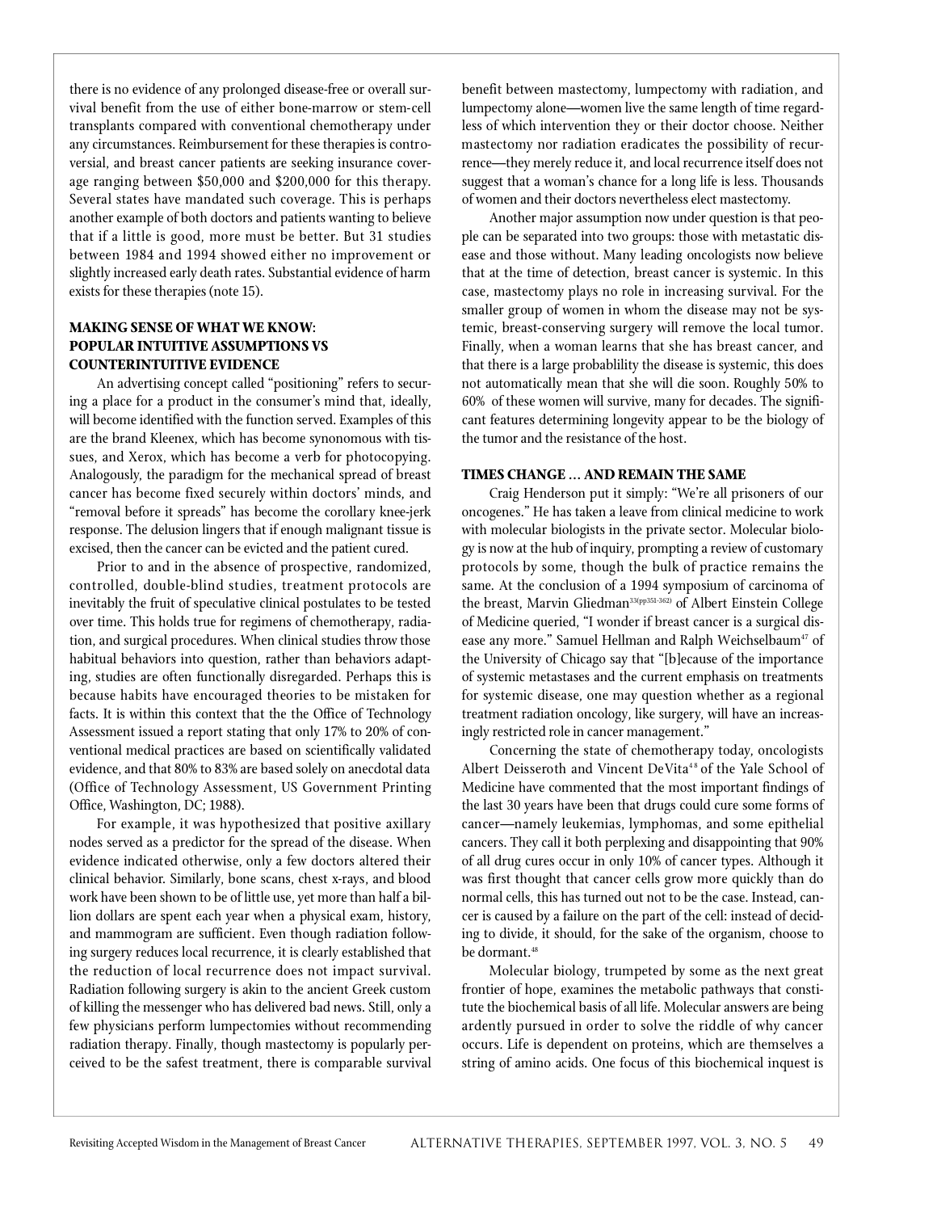there is no evidence of any prolonged disease-free or overall survival benefit from the use of either bone-marrow or stem-cell transplants compared with conventional chemotherapy under any circumstances. Reimbursement for these therapies is controversial, and breast cancer patients are seeking insurance coverage ranging between $50,000 and $200,000 for this therapy. Several states have mandated such coverage. This is perhaps another example of both doctors and patients wanting to believe that if a little is good, more must be better. But 31 studies between 1984 and 1994 showed either no improvement or slightly increased early death rates. Substantial evidence of harm exists for these therapies (note 15).

## MAKING SENSE OF WHAT WE KNOW: POPULAR INTUITIVE ASSUMPTIONS VS COUNTERINTUITIVE EVIDENCE

An advertising concept called "positioning" refers to securing a place for a product in the consumer's mind that, ideally, will become identified with the function served. Examples of this are the brand Kleenex, which has become synonomous with tissues, and Xerox, which has become a verb for photocopying. Analogously, the paradigm for the mechanical spread of breast cancer has become fixed securely within doctors' minds, and "removal before it spreads" has become the corollary knee-jerk response. The delusion lingers that if enough malignant tissue is excised, then the cancer can be evicted and the patient cured.

Prior to and in the absence of prospective, randomized, controlled, double-blind studies, treatment protocols are inevitably the fruit of speculative clinical postulates to be tested over time. This holds true for regimens of chemotherapy, radiation, and surgical procedures. When clinical studies throw those habitual behaviors into question, rather than behaviors adapting, studies are often functionally disregarded. Perhaps this is because habits have encouraged theories to be mistaken for facts. It is within this context that the the Office of Technology Assessment issued a report stating that only 17% to 20% of conventional medical practices are based on scientifically validated evidence, and that 80% to 83% are based solely on anecdotal data (Office of Technology Assessment, US Government Printing Office, Washington, DC; 1988).

For example, it was hypothesized that positive axillary nodes served as a predictor for the spread of the disease. When evidence indicated otherwise, only a few doctors altered their clinical behavior. Similarly, bone scans, chest x-rays, and blood work have been shown to be of little use, yet more than half a billion dollars are spent each year when a physical exam, history, and mammogram are sufficient. Even though radiation following surgery reduces local recurrence, it is clearly established that the reduction of local recurrence does not impact survival. Radiation following surgery is akin to the ancient Greek custom of killing the messenger who has delivered bad news. Still, only a few physicians perform lumpectomies without recommending radiation therapy. Finally, though mastectomy is popularly perceived to be the safest treatment, there is comparable survival benefit between mastectomy, lumpectomy with radiation, and lumpectomy alone—women live the same length of time regardless of which intervention they or their doctor choose. Neither mastectomy nor radiation eradicates the possibility of recurrence—they merely reduce it, and local recurrence itself does not suggest that a woman's chance for a long life is less. Thousands of women and their doctors nevertheless elect mastectomy.

Another major assumption now under question is that people can be separated into two groups: those with metastatic disease and those without. Many leading oncologists now believe that at the time of detection, breast cancer is systemic. In this case, mastectomy plays no role in increasing survival. For the smaller group of women in whom the disease may not be systemic, breast-conserving surgery will remove the local tumor. Finally, when a woman learns that she has breast cancer, and that there is a large probablility the disease is systemic, this does not automatically mean that she will die soon. Roughly 50% to 60% of these women will survive, many for decades. The significant features determining longevity appear to be the biology of the tumor and the resistance of the host.

## TIMES CHANGE ... AND REMAIN THE SAME

Craig Henderson put it simply: "We're all prisoners of our oncogenes." He has taken a leave from clinical medicine to work with molecular biologists in the private sector. Molecular biology is now at the hub of inquiry, prompting a review of customary protocols by some, though the bulk of practice remains the same. At the conclusion of a 1994 symposium of carcinoma of the breast, Marvin Gliedman[33(pp351-362)] of Albert Einstein College of Medicine queried, "I wonder if breast cancer is a surgical disease any more." Samuel Hellman and Ralph Weichselbaum[47] of the University of Chicago say that "[b]ecause of the importance of systemic metastases and the current emphasis on treatments for systemic disease, one may question whether as a regional treatment radiation oncology, like surgery, will have an increasingly restricted role in cancer management."

Concerning the state of chemotherapy today, oncologists Albert Deisseroth and Vincent DeVita[48] of the Yale School of Medicine have commented that the most important findings of the last 30 years have been that drugs could cure some forms of cancer—namely leukemias, lymphomas, and some epithelial cancers. They call it both perplexing and disappointing that 90% of all drug cures occur in only 10% of cancer types. Although it was first thought that cancer cells grow more quickly than do normal cells, this has turned out not to be the case. Instead, cancer is caused by a failure on the part of the cell: instead of deciding to divide, it should, for the sake of the organism, choose to be dormant.[48]

Molecular biology, trumpeted by some as the next great frontier of hope, examines the metabolic pathways that constitute the biochemical basis of all life. Molecular answers are being ardently pursued in order to solve the riddle of why cancer occurs. Life is dependent on proteins, which are themselves a string of amino acids. One focus of this biochemical inquest is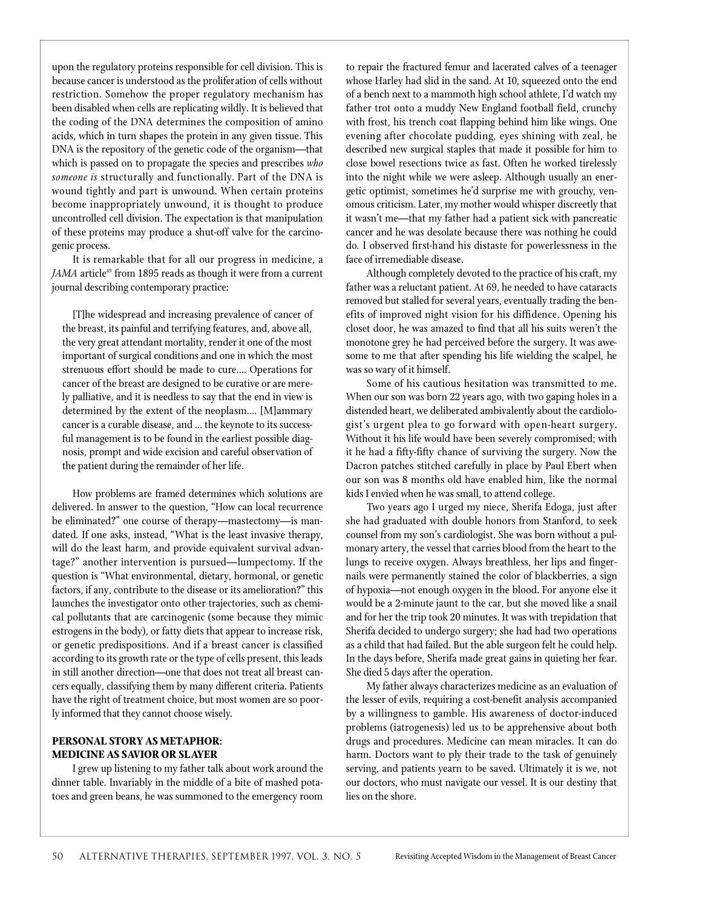upon the regulatory proteins responsible for cell division. This is because cancer is understood as the proliferation of cells without restriction. Somehow the proper regulatory mechanism has been disabled when cells are replicating wildly. It is believed that the coding of the DNA determines the composition of amino acids, which in turn shapes the protein in any given tissue. This DNA is the repository of the genetic code of the organism—that which is passed on to propagate the species and prescribes *who someone is* structurally and functionally. Part of the DNA is wound tightly and part is unwound. When certain proteins become inappropriately unwound, it is thought to produce uncontrolled cell division. The expectation is that manipulation of these proteins may produce a shut-off valve for the carcinogenic process.

It is remarkable that for all our progress in medicine, a *JAMA* article[49] from 1895 reads as though it were from a current journal describing contemporary practice:

> [T]he widespread and increasing prevalence of cancer of the breast, its painful and terrifying features, and, above all, the very great attendant mortality, render it one of the most important of surgical conditions and one in which the most strenuous effort should be made to cure.... Operations for cancer of the breast are designed to be curative or are merely palliative, and it is needless to say that the end in view is determined by the extent of the neoplasm.... [M]ammary cancer is a curable disease, and ... the keynote to its successful management is to be found in the earliest possible diagnosis, prompt and wide excision and careful observation of the patient during the remainder of her life.

How problems are framed determines which solutions are delivered. In answer to the question, "How can local recurrence be eliminated?" one course of therapy—mastectomy—is mandated. If one asks, instead, "What is the least invasive therapy, will do the least harm, and provide equivalent survival advantage?" another intervention is pursued—lumpectomy. If the question is "What environmental, dietary, hormonal, or genetic factors, if any, contribute to the disease or its amelioration?" this launches the investigator onto other trajectories, such as chemical pollutants that are carcinogenic (some because they mimic estrogens in the body), or fatty diets that appear to increase risk, or genetic predispositions. And if a breast cancer is classified according to its growth rate or the type of cells present, this leads in still another direction—one that does not treat all breast cancers equally, classifying them by many different criteria. Patients have the right of treatment choice, but most women are so poorly informed that they cannot choose wisely.

### PERSONAL STORY AS METAPHOR: MEDICINE AS SAVIOR OR SLAYER

I grew up listening to my father talk about work around the dinner table. Invariably in the middle of a bite of mashed potatoes and green beans, he was summoned to the emergency room to repair the fractured femur and lacerated calves of a teenager whose Harley had slid in the sand. At 10, squeezed onto the end of a bench next to a mammoth high school athlete, I'd watch my father trot onto a muddy New England football field, crunchy with frost, his trench coat flapping behind him like wings. One evening after chocolate pudding, eyes shining with zeal, he described new surgical staples that made it possible for him to close bowel resections twice as fast. Often he worked tirelessly into the night while we were asleep. Although usually an energetic optimist, sometimes he'd surprise me with grouchy, venomous criticism. Later, my mother would whisper discreetly that it wasn't me—that my father had a patient sick with pancreatic cancer and he was desolate because there was nothing he could do. I observed first-hand his distaste for powerlessness in the face of irremediable disease.

Although completely devoted to the practice of his craft, my father was a reluctant patient. At 69, he needed to have cataracts removed but stalled for several years, eventually trading the benefits of improved night vision for his diffidence. Opening his closet door, he was amazed to find that all his suits weren't the monotone grey he had perceived before the surgery. It was awesome to me that after spending his life wielding the scalpel, he was so wary of it himself.

Some of his cautious hesitation was transmitted to me. When our son was born 22 years ago, with two gaping holes in a distended heart, we deliberated ambivalently about the cardiologist's urgent plea to go forward with open-heart surgery. Without it his life would have been severely compromised; with it he had a fifty-fifty chance of surviving the surgery. Now the Dacron patches stitched carefully in place by Paul Ebert when our son was 8 months old have enabled him, like the normal kids I envied when he was small, to attend college.

Two years ago I urged my niece, Sherifa Edoga, just after she had graduated with double honors from Stanford, to seek counsel from my son's cardiologist. She was born without a pulmonary artery, the vessel that carries blood from the heart to the lungs to receive oxygen. Always breathless, her lips and fingernails were permanently stained the color of blackberries, a sign of hypoxia—not enough oxygen in the blood. For anyone else it would be a 2-minute jaunt to the car, but she moved like a snail and for her the trip took 20 minutes. It was with trepidation that Sherifa decided to undergo surgery; she had had two operations as a child that had failed. But the able surgeon felt he could help. In the days before, Sherifa made great gains in quieting her fear. She died 5 days after the operation.

My father always characterizes medicine as an evaluation of the lesser of evils, requiring a cost-benefit analysis accompanied by a willingness to gamble. His awareness of doctor-induced problems (iatrogenesis) led us to be apprehensive about both drugs and procedures. Medicine can mean miracles. It can do harm. Doctors want to ply their trade to the task of genuinely serving, and patients yearn to be saved. Ultimately it is we, not our doctors, who must navigate our vessel. It is our destiny that lies on the shore.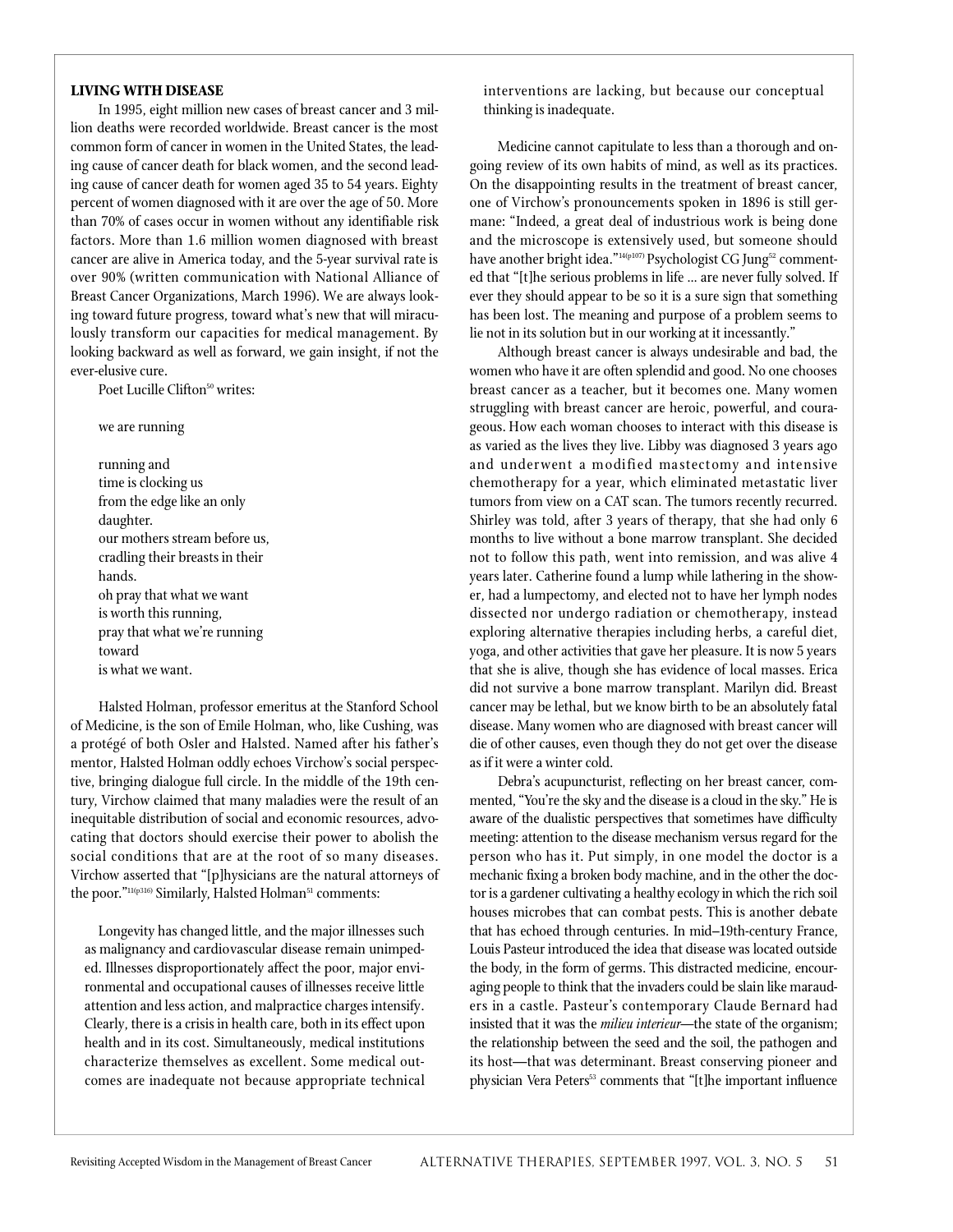**LIVING WITH DISEASE**

In 1995, eight million new cases of breast cancer and 3 million deaths were recorded worldwide. Breast cancer is the most common form of cancer in women in the United States, the leading cause of cancer death for black women, and the second leading cause of cancer death for women aged 35 to 54 years. Eighty percent of women diagnosed with it are over the age of 50. More than 70% of cases occur in women without any identifiable risk factors. More than 1.6 million women diagnosed with breast cancer are alive in America today, and the 5-year survival rate is over 90% (written communication with National Alliance of Breast Cancer Organizations, March 1996). We are always looking toward future progress, toward what's new that will miraculously transform our capacities for medical management. By looking backward as well as forward, we gain insight, if not the ever-elusive cure.

Poet Lucille Clifton[50] writes:

> we are running
>
> running and
> time is clocking us
> from the edge like an only
> daughter.
> our mothers stream before us,
> cradling their breasts in their
> hands.
> oh pray that what we want
> is worth this running,
> pray that what we're running
> toward
> is what we want.

Halsted Holman, professor emeritus at the Stanford School of Medicine, is the son of Emile Holman, who, like Cushing, was a protégé of both Osler and Halsted. Named after his father's mentor, Halsted Holman oddly echoes Virchow's social perspective, bringing dialogue full circle. In the middle of the 19th century, Virchow claimed that many maladies were the result of an inequitable distribution of social and economic resources, advocating that doctors should exercise their power to abolish the social conditions that are at the root of so many diseases. Virchow asserted that "[p]hysicians are the natural attorneys of the poor."[11(p316)] Similarly, Halsted Holman[51] comments:

> Longevity has changed little, and the major illnesses such as malignancy and cardiovascular disease remain unimpeded. Illnesses disproportionately affect the poor, major environmental and occupational causes of illnesses receive little attention and less action, and malpractice charges intensify. Clearly, there is a crisis in health care, both in its effect upon health and in its cost. Simultaneously, medical institutions characterize themselves as excellent. Some medical outcomes are inadequate not because appropriate technical interventions are lacking, but because our conceptual thinking is inadequate.

Medicine cannot capitulate to less than a thorough and ongoing review of its own habits of mind, as well as its practices. On the disappointing results in the treatment of breast cancer, one of Virchow's pronouncements spoken in 1896 is still germane: "Indeed, a great deal of industrious work is being done and the microscope is extensively used, but someone should have another bright idea."[14(p107)] Psychologist CG Jung[52] commented that "[t]he serious problems in life ... are never fully solved. If ever they should appear to be so it is a sure sign that something has been lost. The meaning and purpose of a problem seems to lie not in its solution but in our working at it incessantly."

Although breast cancer is always undesirable and bad, the women who have it are often splendid and good. No one chooses breast cancer as a teacher, but it becomes one. Many women struggling with breast cancer are heroic, powerful, and courageous. How each woman chooses to interact with this disease is as varied as the lives they live. Libby was diagnosed 3 years ago and underwent a modified mastectomy and intensive chemotherapy for a year, which eliminated metastatic liver tumors from view on a CAT scan. The tumors recently recurred. Shirley was told, after 3 years of therapy, that she had only 6 months to live without a bone marrow transplant. She decided not to follow this path, went into remission, and was alive 4 years later. Catherine found a lump while lathering in the shower, had a lumpectomy, and elected not to have her lymph nodes dissected nor undergo radiation or chemotherapy, instead exploring alternative therapies including herbs, a careful diet, yoga, and other activities that gave her pleasure. It is now 5 years that she is alive, though she has evidence of local masses. Erica did not survive a bone marrow transplant. Marilyn did. Breast cancer may be lethal, but we know birth to be an absolutely fatal disease. Many women who are diagnosed with breast cancer will die of other causes, even though they do not get over the disease as if it were a winter cold.

Debra's acupuncturist, reflecting on her breast cancer, commented, "You're the sky and the disease is a cloud in the sky." He is aware of the dualistic perspectives that sometimes have difficulty meeting: attention to the disease mechanism versus regard for the person who has it. Put simply, in one model the doctor is a mechanic fixing a broken body machine, and in the other the doctor is a gardener cultivating a healthy ecology in which the rich soil houses microbes that can combat pests. This is another debate that has echoed through centuries. In mid–19th-century France, Louis Pasteur introduced the idea that disease was located outside the body, in the form of germs. This distracted medicine, encouraging people to think that the invaders could be slain like marauders in a castle. Pasteur's contemporary Claude Bernard had insisted that it was the *milieu interieur*—the state of the organism; the relationship between the seed and the soil, the pathogen and its host—that was determinant. Breast conserving pioneer and physician Vera Peters[53] comments that "[t]he important influence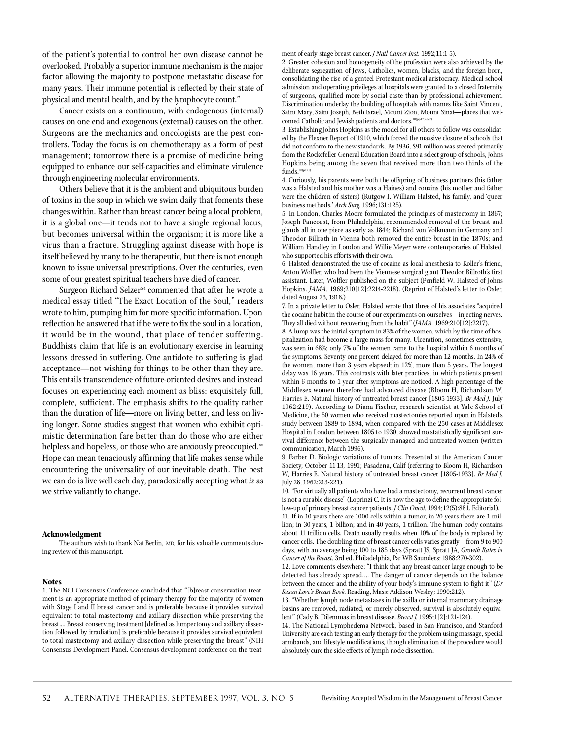of the patient's potential to control her own disease cannot be overlooked. Probably a superior immune mechanism is the major factor allowing the majority to postpone metastatic disease for many years. Their immune potential is reflected by their state of physical and mental health, and by the lymphocyte count."

Cancer exists on a continuum, with endogenous (internal) causes on one end and exogenous (external) causes on the other. Surgeons are the mechanics and oncologists are the pest controllers. Today the focus is on chemotherapy as a form of pest management; tomorrow there is a promise of medicine being equipped to enhance our self-capacities and eliminate virulence through engineering molecular environments.

Others believe that it is the ambient and ubiquitous burden of toxins in the soup in which we swim daily that foments these changes within. Rather than breast cancer being a local problem, it is a global one—it tends not to have a single regional locus, but becomes universal within the organism; it is more like a virus than a fracture. Struggling against disease with hope is itself believed by many to be therapeutic, but there is not enough known to issue universal prescriptions. Over the centuries, even some of our greatest spiritual teachers have died of cancer.

Surgeon Richard Selzer[54] commented that after he wrote a medical essay titled "The Exact Location of the Soul," readers wrote to him, pumping him for more specific information. Upon reflection he answered that if he were to fix the soul in a location, it would be in the wound, that place of tender suffering. Buddhists claim that life is an evolutionary exercise in learning lessons dressed in suffering. One antidote to suffering is glad acceptance—not wishing for things to be other than they are. This entails transcendence of future-oriented desires and instead focuses on experiencing each moment as bliss: exquisitely full, complete, sufficient. The emphasis shifts to the quality rather than the duration of life—more on living better, and less on living longer. Some studies suggest that women who exhibit optimistic determination fare better than do those who are either helpless and hopeless, or those who are anxiously preoccupied.[55] Hope can mean tenaciously affirming that life makes sense while encountering the universality of our inevitable death. The best we can do is live well each day, paradoxically accepting what *is* as we strive valiantly to change.

#### Acknowledgment

The authors wish to thank Nat Berlin, MD, for his valuable comments during review of this manuscript.

#### Notes

1. The NCI Consensus Conference concluded that "[b]reast conservation treatment is an appropriate method of primary therapy for the majority of women with Stage I and II breast cancer and is preferable because it provides survival equivalent to total mastectomy and axillary dissection while preserving the breast.... Breast conserving treatment [defined as lumpectomy and axillary dissection followed by irradiation] is preferable because it provides survival equivalent to total mastectomy and axillary dissection while preserving the breast" (NIH Consensus Development Panel. Consensus development conference on the treatment of early-stage breast cancer. *J Natl Cancer Inst.* 1992;11:1-5).

2. Greater cohesion and homogeneity of the profession were also achieved by the deliberate segregation of Jews, Catholics, women, blacks, and the foreign-born, consolidating the rise of a genteel Protestant medical aristocracy. Medical school admission and operating privileges at hospitals were granted to a closed fraternity of surgeons, qualified more by social caste than by professional achievement. Discrimination underlay the building of hospitals with names like Saint Vincent, Saint Mary, Saint Joseph, Beth Israel, Mount Zion, Mount Sinai—places that welcomed Catholic and Jewish patients and doctors.[10(pp173-177)]

3. Establishing Johns Hopkins as the model for all others to follow was consolidated by the Flexner Report of 1910, which forced the massive closure of schools that did not conform to the new standards. By 1936, $91 million was steered primarily from the Rockefeller General Education Board into a select group of schools, Johns Hopkins being among the seven that received more than two thirds of the funds.[10(p121)]

4. Curiously, his parents were both the offspring of business partners (his father was a Halsted and his mother was a Haines) and cousins (his mother and father were the children of sisters) (Rutgow I. William Halsted, his family, and 'queer business methods.' *Arch Surg.* 1996;131:125).

5. In London, Charles Moore formulated the principles of mastectomy in 1867; Joseph Pancoast, from Philadelphia, recommended removal of the breast and glands all in one piece as early as 1844; Richard von Volkmann in Germany and Theodor Billroth in Vienna both removed the entire breast in the 1870s; and William Handley in London and Willie Meyer were contemporaries of Halsted, who supported his efforts with their own.

6. Halsted demonstrated the use of cocaine as local anesthesia to Koller's friend, Anton Wolfler, who had been the Viennese surgical giant Theodor Billroth's first assistant. Later, Wolfler published on the subject (Penfield W. Halsted of Johns Hopkins. *JAMA.* 1969;210[12]:2214-2218). (Reprint of Halsted's letter to Osler, dated August 23, 1918.)

7. In a private letter to Osler, Halsted wrote that three of his associates "acquired the cocaine habit in the course of our experiments on ourselves—injecting nerves. They all died without recovering from the habit" (*JAMA.* 1969;210[12]:2217).

8. A lump was the initial symptom in 83% of the women, which by the time of hospitalization had become a large mass for many. Ulceration, sometimes extensive, was seen in 68%; only 7% of the women came to the hospital within 6 months of the symptoms. Seventy-one percent delayed for more than 12 months. In 24% of the women, more than 3 years elapsed; in 12%, more than 5 years. The longest delay was 16 years. This contrasts with later practices, in which patients present within 6 months to 1 year after symptoms are noticed. A high percentage of the Middlesex women therefore had advanced disease (Bloom H, Richardson W, Harries E. Natural history of untreated breast cancer [1805-1933]. *Br Med J.* July 1962:219). According to Diana Fischer, research scientist at Yale School of Medicine, the 50 women who received mastectomies reported upon in Halsted's study between 1889 to 1894, when compared with the 250 cases at Middlesex Hospital in London between 1805 to 1930, showed no statistically significant survival difference between the surgically managed and untreated women (written communication, March 1996).

9. Farber D. Biologic variations of tumors. Presented at the American Cancer Society; October 11-13, 1991; Pasadena, Calif (referring to Bloom H, Richardson W, Harries E. Natural history of untreated breast cancer [1805-1933]. *Br Med J.* July 28, 1962:213-221).

10. "For virtually all patients who have had a mastectomy, recurrent breast cancer is not a curable disease" (Loprinzi C. It is now the age to define the appropriate follow-up of primary breast cancer patients. *J Clin Oncol.* 1994;12(5):881. Editorial).

11. If in 10 years there are 1000 cells within a tumor, in 20 years there are 1 million; in 30 years, 1 billion; and in 40 years, 1 trillion. The human body contains about 11 trillion cells. Death usually results when 10% of the body is replaced by cancer cells. The doubling time of breast cancer cells varies greatly—from 9 to 900 days, with an average being 100 to 185 days (Spratt JS, Spratt JA, *Growth Rates in Cancer of the Breast.* 3rd ed. Philadelphia, Pa: WB Saunders; 1988:270-302).

12. Love comments elsewhere: "I think that any breast cancer large enough to be detected has already spread.... The danger of cancer depends on the balance between the cancer and the ability of your body's immune system to fight it" (*Dr Susan Love's Breast Book.* Reading, Mass: Addison-Wesley; 1990:212).

13. "Whether lymph node metastases in the axilla or internal mammary drainage basins are removed, radiated, or merely observed, survival is absolutely equivalent" (Cady B. Dilemmas in breast disease. *Breast J.* 1995;1[2]:121-124).

14. The National Lymphedema Network, based in San Francisco, and Stanford University are each testing an early therapy for the problem using massage, special armbands, and lifestyle modifications, though elimination of the procedure would absolutely cure the side effects of lymph node dissection.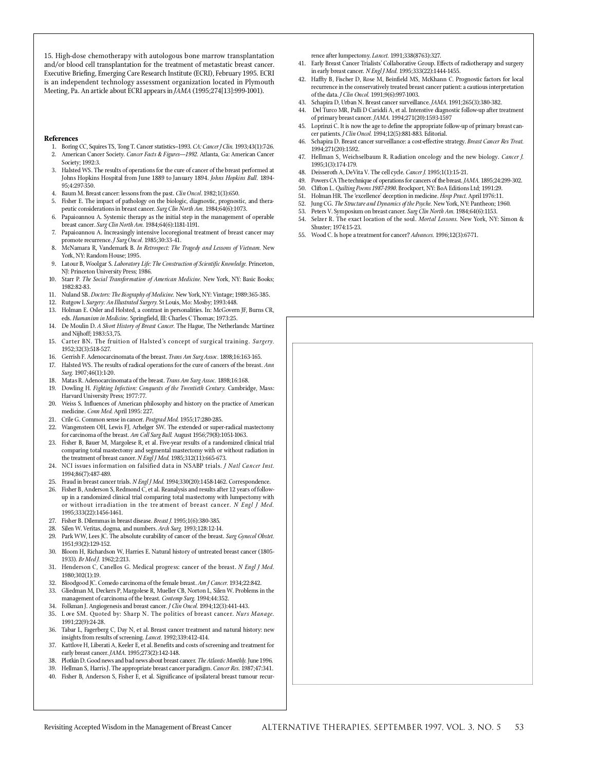15. High-dose chemotherapy with autologous bone marrow transplantation and/or blood cell transplantation for the treatment of metastatic breast cancer. Executive Briefing, Emerging Care Research Institute (ECRI), February 1995. ECRI is an independent technology assessment organization located in Plymouth Meeting, Pa. An article about ECRI appears in *JAMA* (1995;274[13]:999-1001).

#### References

1. Boring CC, Squires TS, Tong T. Cancer statistics–1993. *CA: Cancer J Clin.* 1993;43(1):7-26.
2. American Cancer Society. *Cancer Facts & Figures—1992.* Atlanta, Ga: American Cancer Society; 1992:3.
3. Halsted WS. The results of operations for the cure of cancer of the breast performed at Johns Hopkins Hospital from June 1889 to January 1894. *Johns Hopkins Bull.* 1894-95;4:297-350.
4. Baum M. Breast cancer: lessons from the past. *Clin Oncol.* 1982;1(3):650.
5. Fisher E. The impact of pathology on the biologic, diagnostic, prognostic, and therapeutic considerations in breast cancer. *Surg Clin North Am.* 1984;64(6):1073.
6. Papaioannou A. Systemic therapy as the initial step in the management of operable breast cancer. *Surg Clin North Am.* 1984;64(6):1181-1191.
7. Papaioannou A. Increasingly intensive locoregional treatment of breast cancer may promote recurrence. *J Surg Oncol.* 1985;30:33-41.
8. McNamara R, Vandemark B. *In Retrospect: The Tragedy and Lessons of Vietnam.* New York, NY: Random House; 1995.
9. Latour B, Woolgar S. *Laboratory Life: The Construction of Scientific Knowledge.* Princeton, NJ: Princeton University Press; 1986.
10. Starr P. *The Social Transformation of American Medicine.* New York, NY: Basic Books; 1982:82-83.
11. Nuland SB. *Doctors: The Biography of Medicine.* New York, NY: Vintage; 1989:365-385.
12. Rutgow I. *Surgery: An Illustrated Surgery.* St Louis, Mo: Mosby; 1993:448.
13. Holman E. Osler and Holsted, a contrast in personalities. In: McGovern JF, Burns CR, eds. *Humanism in Medicine.* Springfield, Ill: Charles C Thomas; 1973:25.
14. De Moulin D. *A Short History of Breast Cancer.* The Hague, The Netherlands: Martinez and Nijhoff; 1983:53,75.
15. Carter BN. The fruition of Halsted's concept of surgical training. *Surgery.* 1952;32(3):518-527.
16. Gerrish F. Adenocarcinomata of the breast. *Trans Am Surg Assoc.* 1898;16:163-165.
17. Halsted WS. The results of radical operations for the cure of cancers of the breast. *Ann Surg.* 1907;46(1):1-20.
18. Matas R. Adenocarcinomata of the breast. *Trans Am Surg Assoc.* 1898;16:168.
19. Dowling H. *Fighting Infection: Conquests of the Twentieth Century.* Cambridge, Mass: Harvard University Press; 1977:77.
20. Weiss S. Influences of American philosophy and history on the practice of American medicine. *Conn Med.* April 1995: 227.
21. Crile G. Common sense in cancer. *Postgrad Med.* 1955;17:280-285.
22. Wangensteen OH, Lewis FJ, Arhelger SW. The extended or super-radical mastectomy for carcinoma of the breast. *Am Coll Surg Bull.* August 1956;79(8):1051-1063.
23. Fisher B, Bauer M, Margolese R, et al. Five-year results of a randomized clinical trial comparing total mastectomy and segmental mastectomy with or without radiation in the treatment of breast cancer. *N Engl J Med.* 1985;312(11):665-673.
24. NCI issues information on falsified data in NSABP trials. *J Natl Cancer Inst.* 1994;86(7):487-489.
25. Fraud in breast cancer trials. *N Engl J Med.* 1994;330(20):1458-1462. Correspondence.
26. Fisher B, Anderson S, Redmond C, et al. Reanalysis and results after 12 years of follow-up in a randomized clinical trial comparing total mastectomy with lumpectomy with or without irradiation in the treatment of breast cancer. *N Engl J Med.* 1995;333(22):1456-1461.
27. Fisher B. Dilemmas in breast disease. *Breast J.* 1995;1(6):380-385.
28. Silen W. Veritas, dogma, and numbers. *Arch Surg.* 1993;128:12-14.
29. Park WW, Lees JC. The absolute curability of cancer of the breast. *Surg Gynecol Obstet.* 1951;93(2):129-152.
30. Bloom H, Richardson W, Harries E. Natural history of untreated breast cancer (1805-1933). *Br Med J.* 1962;2:213.
31. Henderson C, Canellos G. Medical progress: cancer of the breast. *N Engl J Med.* 1980;302(1):19.
32. Bloodgood JC. Comedo carcinoma of the female breast. *Am J Cancer.* 1934;22:842.
33. Gliedman M, Deckers P, Margolese R, Mueller CB, Norton L, Silen W. Problems in the management of carcinoma of the breast. *Contemp Surg.* 1994;44:352.
34. Folkman J. Angiogenesis and breast cancer. *J Clin Oncol.* 1994;12(3):441-443.
35. Love SM. Quoted by: Sharp N. The politics of breast cancer. *Nurs Manage.* 1991;22(9):24-28.
36. Tabar L, Fagerberg C, Day N, et al. Breast cancer treatment and natural history: new insights from results of screening. *Lancet.* 1992;339:412-414.
37. Kattlove H, Liberati A, Keeler E, et al. Benefits and costs of screening and treatment for early breast cancer. *JAMA.* 1995;273(2):142-148.
38. Plotkin D. Good news and bad news about breast cancer. *The Atlantic Monthly.* June 1996.
39. Hellman S, Harris J. The appropriate breast cancer paradigm. *Cancer Res.* 1987;47:341.
40. Fisher B, Anderson S, Fisher E, et al. Significance of ipsilateral breast tumour recurrence after lumpectomy. *Lancet.* 1991;338(8763):327.
41. Early Breast Cancer Trialists' Collaborative Group. Effects of radiotherapy and surgery in early breast cancer. *N Engl J Med.* 1995;333(22):1444-1455.
42. Haffty B, Fischer D, Rose M, Beinfield MS, McKhann C. Prognostic factors for local recurrence in the conservatively treated breast cancer patient: a cautious interpretation of the data. *J Clin Oncol.* 1991;9(6):997-1003.
43. Schapira D, Urban N. Breast cancer surveillance. *JAMA.* 1991;265(3):380-382.
44. Del Turco MR, Palli D Cariddi A, et al. Intensive diagnostic follow-up after treatment of primary breast cancer. *JAMA.* 1994;271(20):1593-1597
45. Loprinzi C. It is now the age to define the appropriate follow-up of primary breast cancer patients. *J Clin Oncol.* 1994;12(5):881-883. Editorial.
46. Schapira D. Breast cancer surveillance: a cost-effective strategy. *Breast Cancer Res Treat.* 1994;271(20):1592.
47. Hellman S, Weichselbaum R. Radiation oncology and the new biology. *Cancer J.* 1995;1(3):174-179.
48. Deisseroth A, DeVita V. The cell cycle. *Cancer J.* 1995;1(1):15-21.
49. Powers CA The technique of operations for cancers of the breast. *JAMA.* 1895;24:299-302.
50. Clifton L. *Quilting Poems 1987-1990.* Brockport, NY: BoA Editions Ltd; 1991:29.
51. Holman HR. The 'excellence' deception in medicine. *Hosp Pract.* April 1976:11.
52. Jung CG. *The Structure and Dynamics of the Psyche.* New York, NY: Pantheon; 1960.
53. Peters V. Symposium on breast cancer. *Surg Clin North Am.* 1984;64(6):1153.
54. Selzer R. The exact location of the soul. *Mortal Lessons.* New York, NY: Simon & Shuster; 1974:15-23.
55. Wood C. Is hope a treatment for cancer? *Advances.* 1996;12(3):67-71.